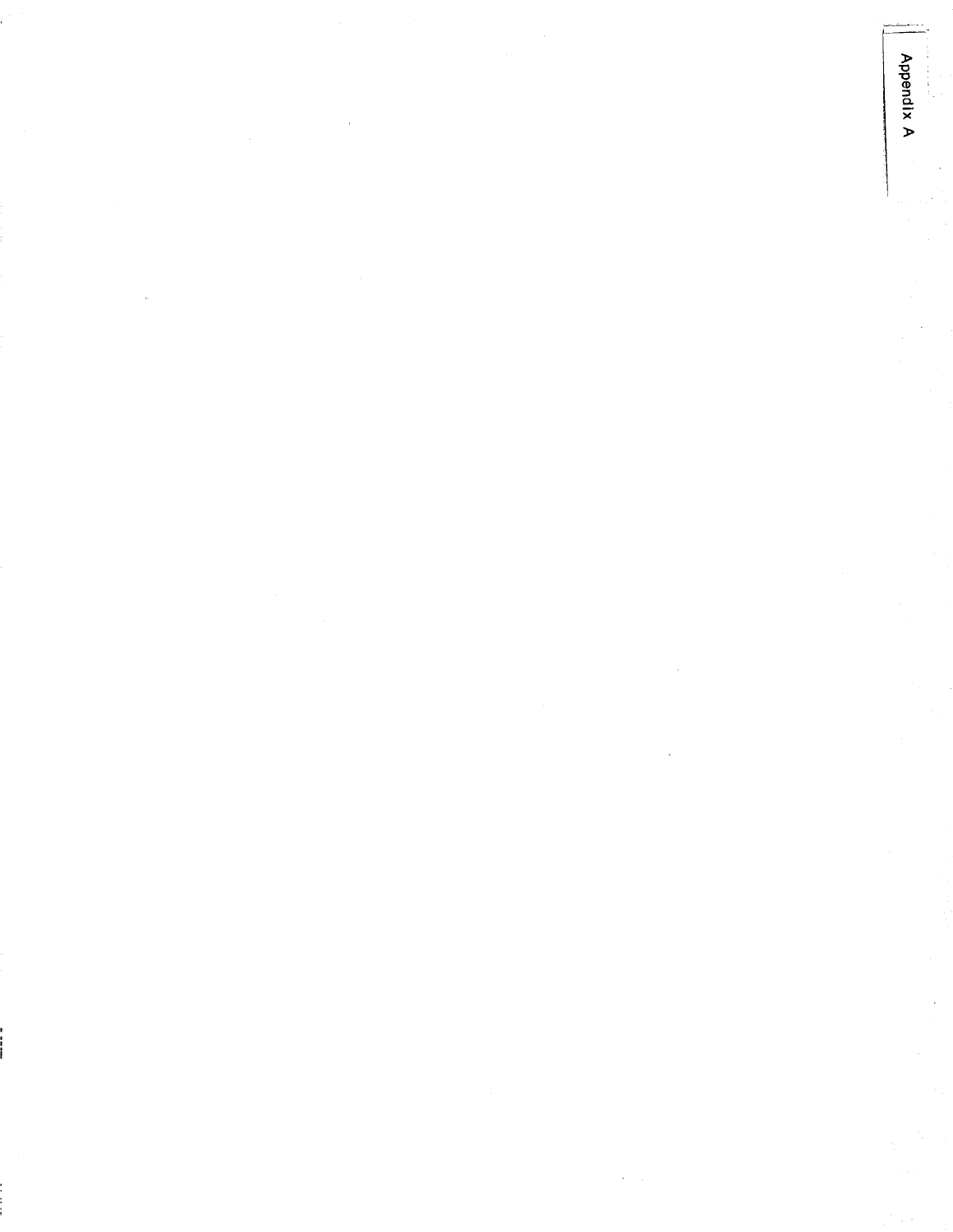Appendix A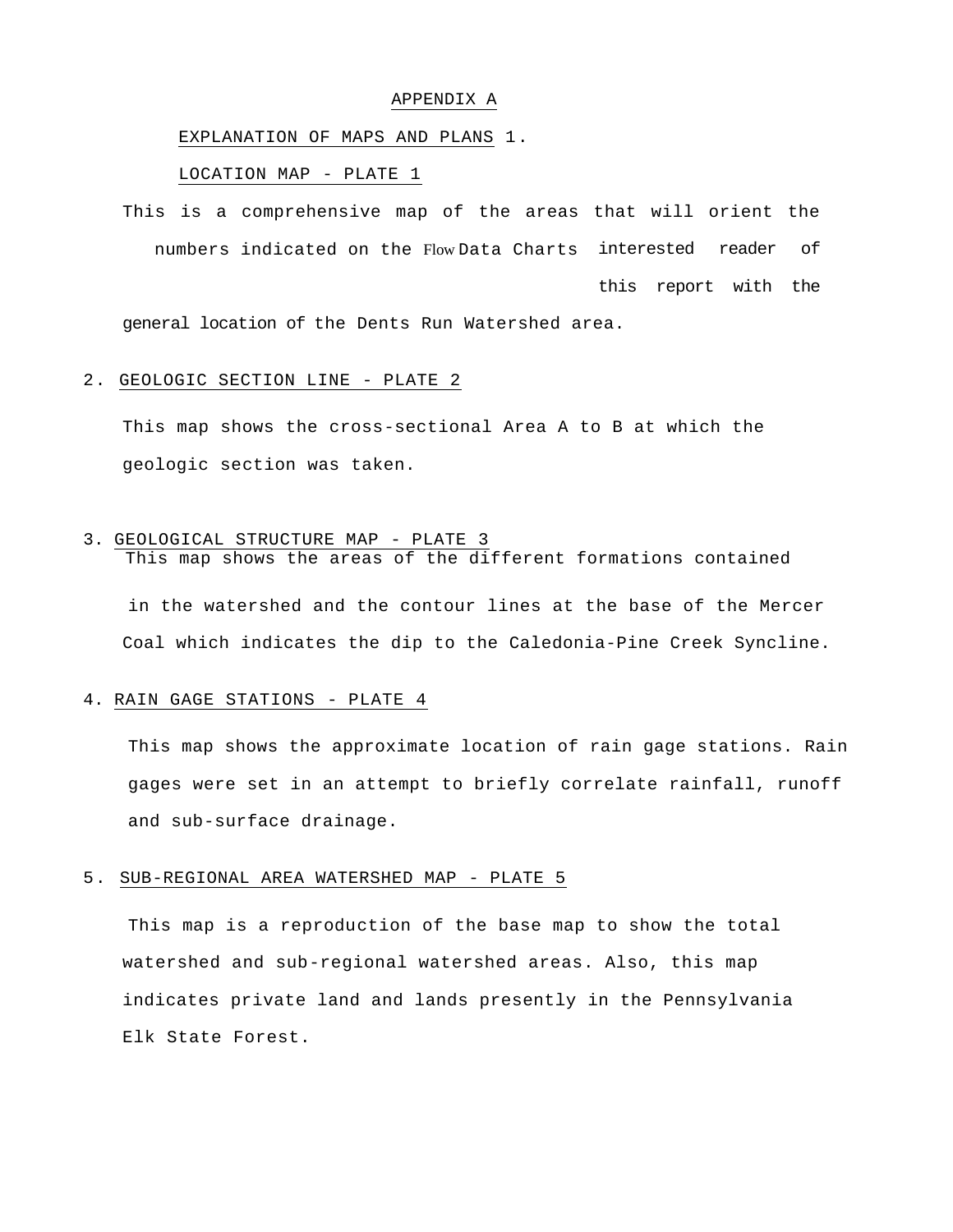# APPENDIX A

## EXPLANATION OF MAPS AND PLANS

1. LOCATION MAP - PLATE 1

This is a comprehensive map of the areas that will orient the interested reader of this report with the numbers indicated on the Flow Data Charts general location of the Dents Run Watershed area.

2. GEOLOGIC SECTION LINE - PLATE 2

This map shows the cross-sectional Area A to B at which the geologic section was taken.

3. GEOLOGICAL STRUCTURE MAP - PLATE 3

This map shows the areas of the different formations contained in the watershed and the contour lines at the base of the Mercer Coal which indicates the dip to the Caledonia-Pine Creek Syncline.

4. RAIN GAGE STATIONS - PLATE 4

This map shows the approximate location of rain gage stations. Rain gages were set in an attempt to briefly correlate rainfall, runoff and sub-surface drainage.

5. SUB-REGIONAL AREA WATERSHED MAP - PLATE 5

This map is a reproduction of the base map to show the total watershed and sub-regional watershed areas. Also, this map indicates private land and lands presently in the Pennsylvania Elk State Forest.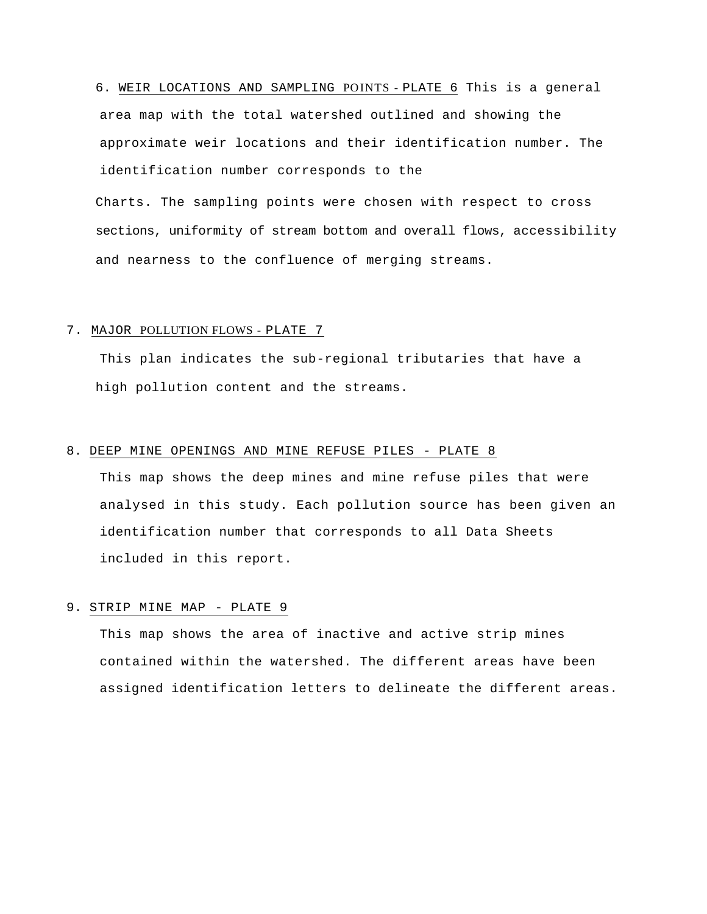6. <u>WEIR LOCATIONS AND SAMPLING POINTS - PLATE 6</u> This is a general area map with the total watershed outlined and showing the approximate weir locations and their identification number. The identification number corresponds to the

Charts. The sampling points were chosen with respect to cross sections, uniformity of stream bottom and overall flows, accessibility and nearness to the confluence of merging streams.

7. <u>MAJOR POLLUTION FLOWS - PLATE 7</u>

This plan indicates the sub-regional tributaries that have a high pollution content and the streams.

8. <u>DEEP MINE OPENINGS AND MINE REFUSE PILES - PLATE 8</u>

This map shows the deep mines and mine refuse piles that were analysed in this study. Each pollution source has been given an identification number that corresponds to all Data Sheets included in this report.

9. <u>STRIP MINE MAP - PLATE 9</u>

This map shows the area of inactive and active strip mines contained within the watershed. The different areas have been assigned identification letters to delineate the different areas.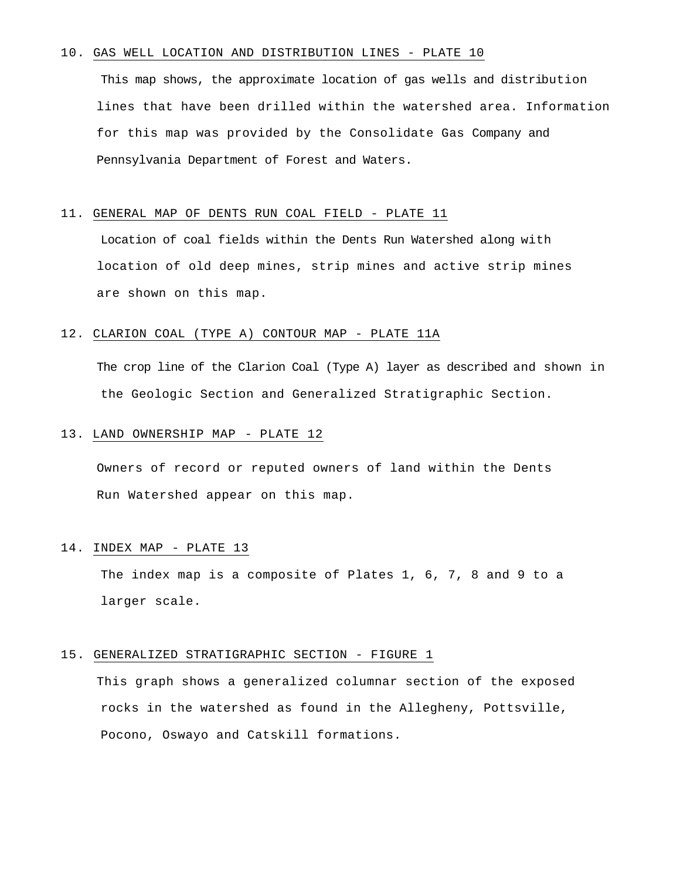10. GAS WELL LOCATION AND DISTRIBUTION LINES - PLATE 10

This map shows, the approximate location of gas wells and distribution lines that have been drilled within the watershed area. Information for this map was provided by the Consolidate Gas Company and Pennsylvania Department of Forest and Waters.

11. GENERAL MAP OF DENTS RUN COAL FIELD - PLATE 11

Location of coal fields within the Dents Run Watershed along with location of old deep mines, strip mines and active strip mines are shown on this map.

12. CLARION COAL (TYPE A) CONTOUR MAP - PLATE 11A

The crop line of the Clarion Coal (Type A) layer as described and shown in the Geologic Section and Generalized Stratigraphic Section.

13. LAND OWNERSHIP MAP - PLATE 12

Owners of record or reputed owners of land within the Dents Run Watershed appear on this map.

14. INDEX MAP - PLATE 13

The index map is a composite of Plates 1, 6, 7, 8 and 9 to a larger scale.

15. GENERALIZED STRATIGRAPHIC SECTION - FIGURE 1

This graph shows a generalized columnar section of the exposed rocks in the watershed as found in the Allegheny, Pottsville, Pocono, Oswayo and Catskill formations.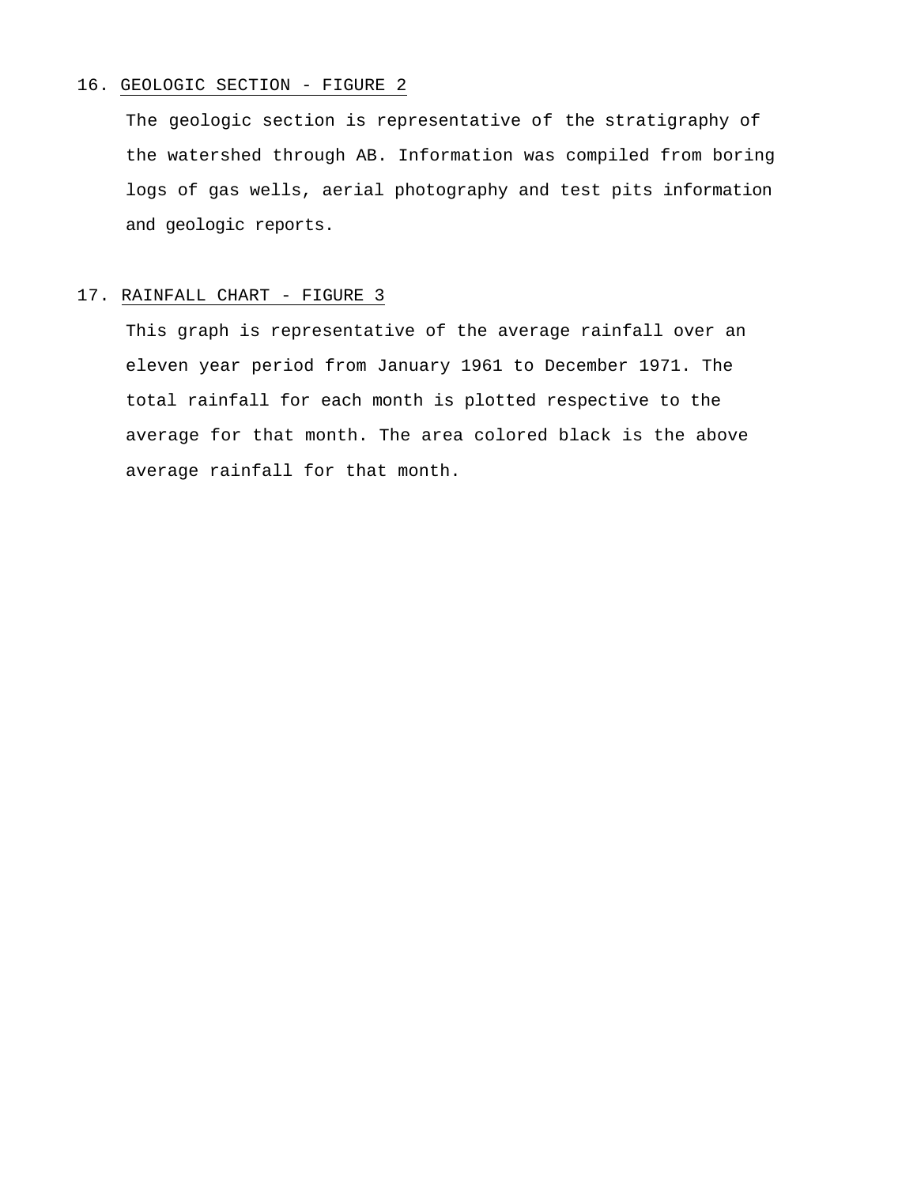16. <u>GEOLOGIC SECTION - FIGURE 2</u>

    The geologic section is representative of the stratigraphy of the watershed through AB. Information was compiled from boring logs of gas wells, aerial photography and test pits information and geologic reports.

17. <u>RAINFALL CHART - FIGURE 3</u>

    This graph is representative of the average rainfall over an eleven year period from January 1961 to December 1971. The total rainfall for each month is plotted respective to the average for that month. The area colored black is the above average rainfall for that month.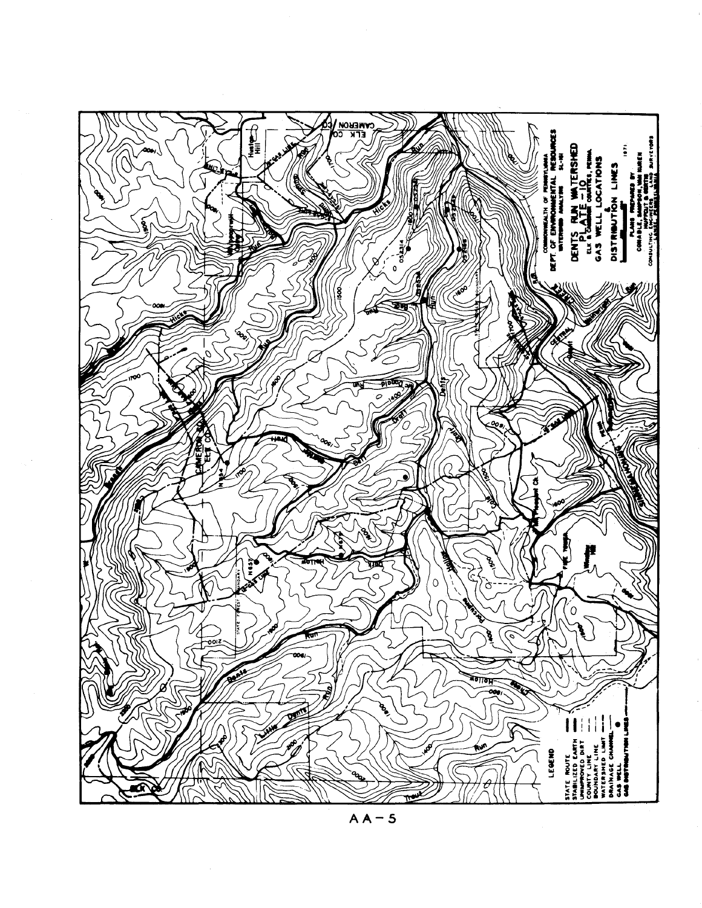COMMONWEALTH OF PENNSYLVANIA
DEPT. OF ENVIRONMENTAL RESOURCES
WATERSHED ANALYSIS SL-161

# DENTS RUN WATERSHED
## PLATE - 10
ELK & CAMERON COUNTIES, PENNA.

## GAS WELL LOCATIONS & DISTRIBUTION LINES

1971

PLANS PREPARED BY
CONABLE, SAMPSON, VAN BUREN
HAPPOLT & GEETING
CONSULTING ENGINEERS, LAND SURVEYORS

LEGEND

- STATE ROUTE
- STABILIZED EARTH
- UNIMPROVED DIRT
- COUNTY LINE
- BOUNDARY LINE
- WATERSHED LIMIT
- DRAINAGE CHANNEL
- GAS WELL
- GAS DISTRIBUTION LINES

AA-5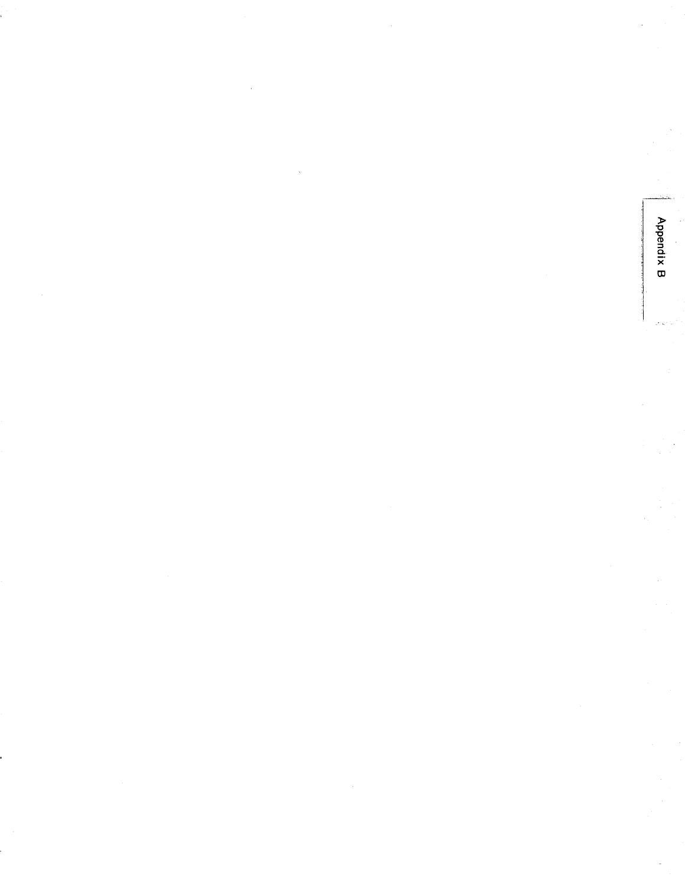Appendix B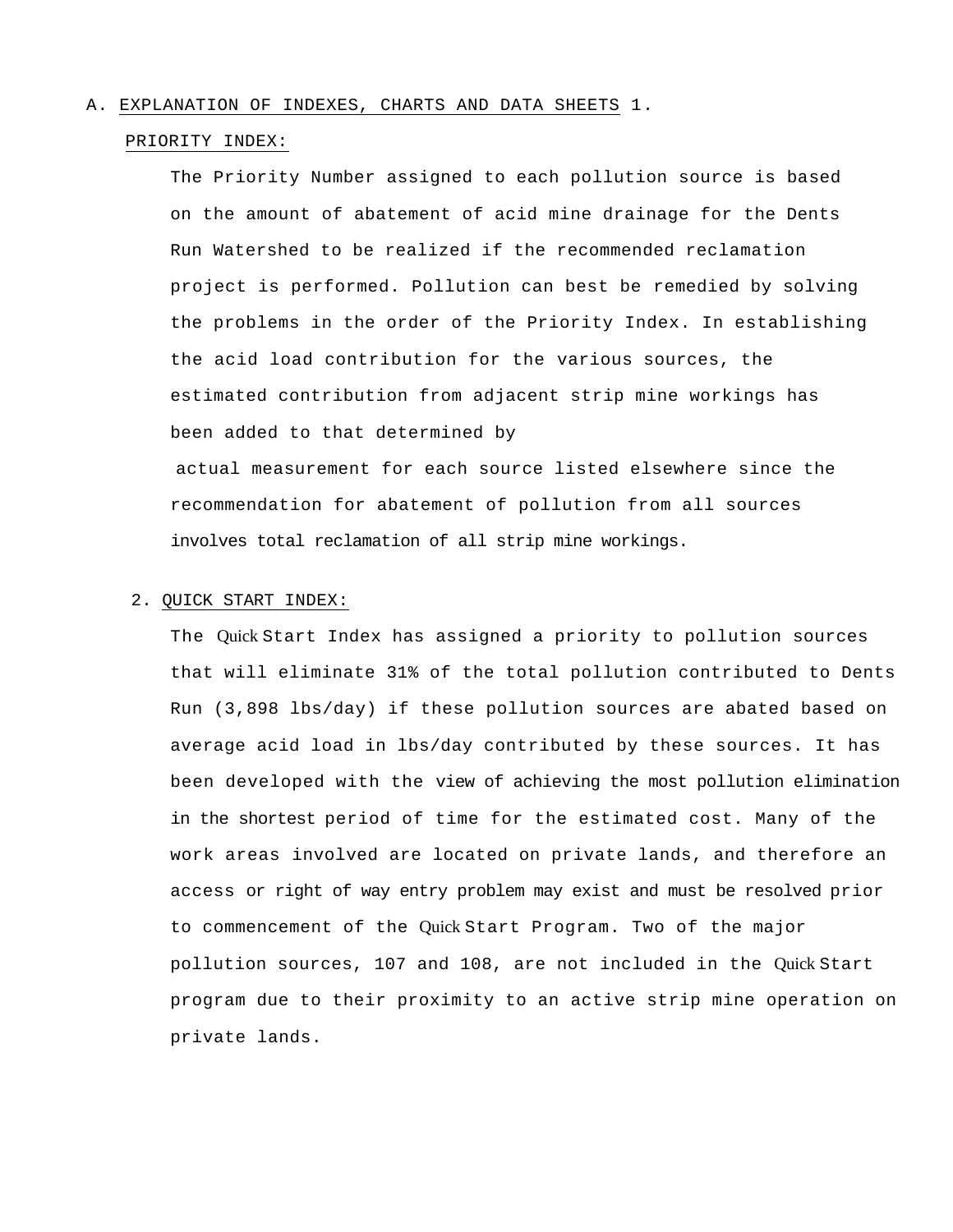A. EXPLANATION OF INDEXES, CHARTS AND DATA SHEETS 1.

PRIORITY INDEX:

The Priority Number assigned to each pollution source is based on the amount of abatement of acid mine drainage for the Dents Run Watershed to be realized if the recommended reclamation project is performed. Pollution can best be remedied by solving the problems in the order of the Priority Index. In establishing the acid load contribution for the various sources, the estimated contribution from adjacent strip mine workings has been added to that determined by actual measurement for each source listed elsewhere since the recommendation for abatement of pollution from all sources involves total reclamation of all strip mine workings.

2. QUICK START INDEX:

The Quick Start Index has assigned a priority to pollution sources that will eliminate 31% of the total pollution contributed to Dents Run (3,898 lbs/day) if these pollution sources are abated based on average acid load in lbs/day contributed by these sources. It has been developed with the view of achieving the most pollution elimination in the shortest period of time for the estimated cost. Many of the work areas involved are located on private lands, and therefore an access or right of way entry problem may exist and must be resolved prior to commencement of the Quick Start Program. Two of the major pollution sources, 107 and 108, are not included in the Quick Start program due to their proximity to an active strip mine operation on private lands.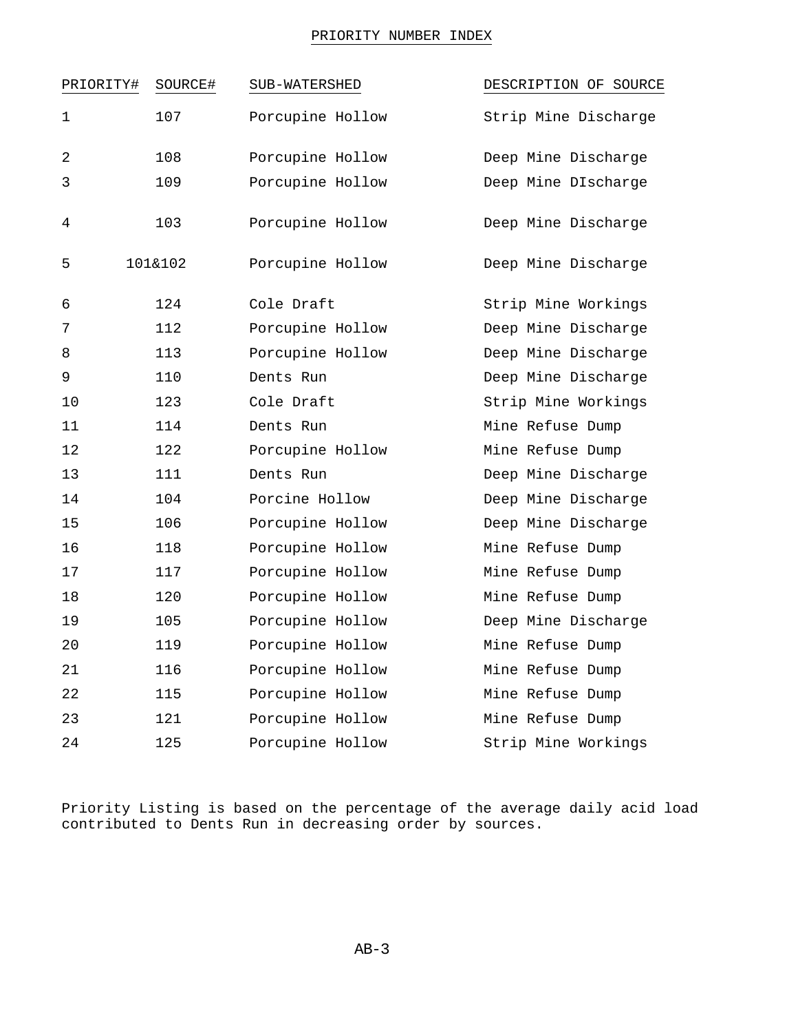# PRIORITY NUMBER INDEX

| PRIORITY# | SOURCE# | SUB-WATERSHED | DESCRIPTION OF SOURCE |
|---|---|---|---|
| 1 | 107 | Porcupine Hollow | Strip Mine Discharge |
| 2 | 108 | Porcupine Hollow | Deep Mine Discharge |
| 3 | 109 | Porcupine Hollow | Deep Mine DIscharge |
| 4 | 103 | Porcupine Hollow | Deep Mine Discharge |
| 5 | 101&102 | Porcupine Hollow | Deep Mine Discharge |
| 6 | 124 | Cole Draft | Strip Mine Workings |
| 7 | 112 | Porcupine Hollow | Deep Mine Discharge |
| 8 | 113 | Porcupine Hollow | Deep Mine Discharge |
| 9 | 110 | Dents Run | Deep Mine Discharge |
| 10 | 123 | Cole Draft | Strip Mine Workings |
| 11 | 114 | Dents Run | Mine Refuse Dump |
| 12 | 122 | Porcupine Hollow | Mine Refuse Dump |
| 13 | 111 | Dents Run | Deep Mine Discharge |
| 14 | 104 | Porcine Hollow | Deep Mine Discharge |
| 15 | 106 | Porcupine Hollow | Deep Mine Discharge |
| 16 | 118 | Porcupine Hollow | Mine Refuse Dump |
| 17 | 117 | Porcupine Hollow | Mine Refuse Dump |
| 18 | 120 | Porcupine Hollow | Mine Refuse Dump |
| 19 | 105 | Porcupine Hollow | Deep Mine Discharge |
| 20 | 119 | Porcupine Hollow | Mine Refuse Dump |
| 21 | 116 | Porcupine Hollow | Mine Refuse Dump |
| 22 | 115 | Porcupine Hollow | Mine Refuse Dump |
| 23 | 121 | Porcupine Hollow | Mine Refuse Dump |
| 24 | 125 | Porcupine Hollow | Strip Mine Workings |

Priority Listing is based on the percentage of the average daily acid load contributed to Dents Run in decreasing order by sources.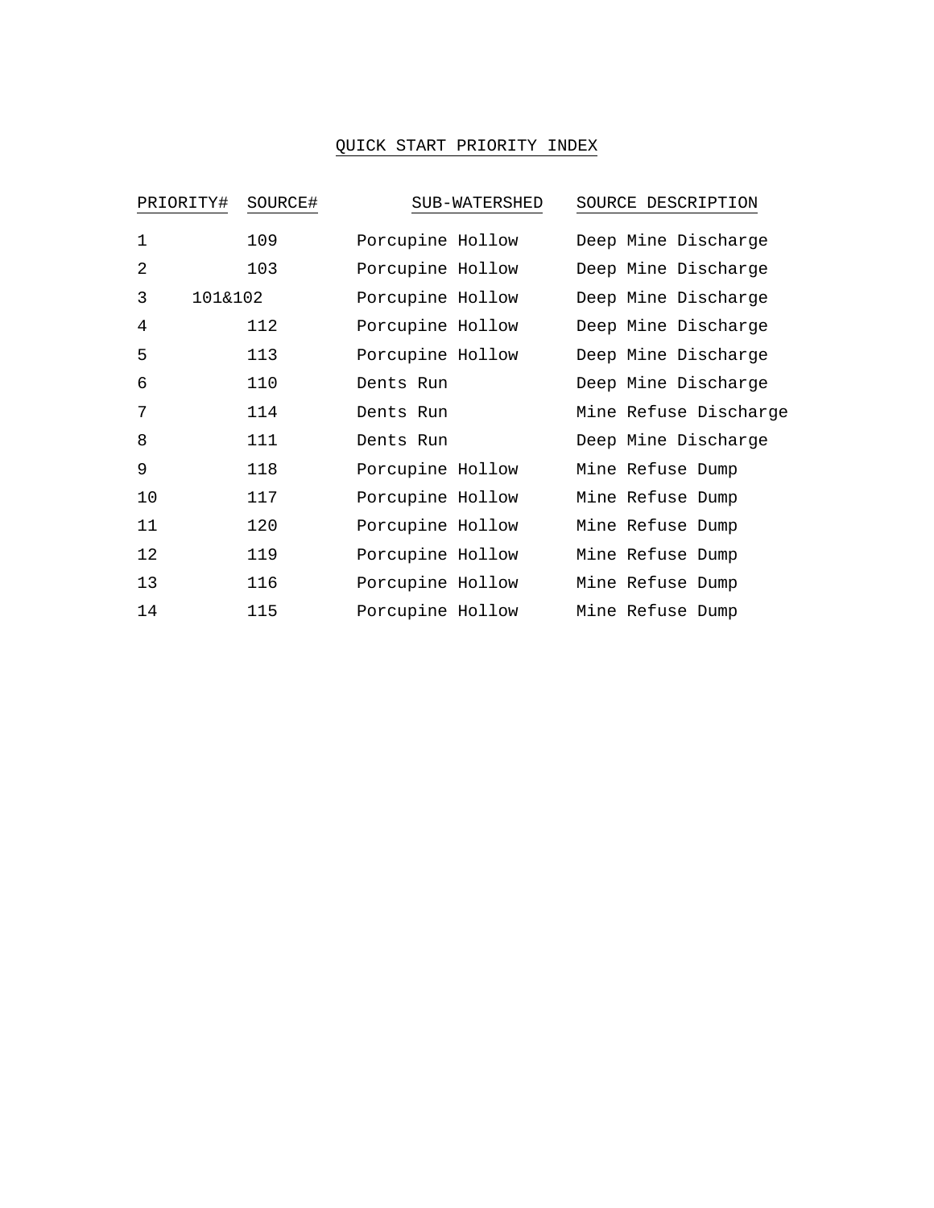# QUICK START PRIORITY INDEX

| PRIORITY# | SOURCE# | SUB-WATERSHED | SOURCE DESCRIPTION |
|---|---|---|---|
| 1 | 109 | Porcupine Hollow | Deep Mine Discharge |
| 2 | 103 | Porcupine Hollow | Deep Mine Discharge |
| 3 | 101&102 | Porcupine Hollow | Deep Mine Discharge |
| 4 | 112 | Porcupine Hollow | Deep Mine Discharge |
| 5 | 113 | Porcupine Hollow | Deep Mine Discharge |
| 6 | 110 | Dents Run | Deep Mine Discharge |
| 7 | 114 | Dents Run | Mine Refuse Discharge |
| 8 | 111 | Dents Run | Deep Mine Discharge |
| 9 | 118 | Porcupine Hollow | Mine Refuse Dump |
| 10 | 117 | Porcupine Hollow | Mine Refuse Dump |
| 11 | 120 | Porcupine Hollow | Mine Refuse Dump |
| 12 | 119 | Porcupine Hollow | Mine Refuse Dump |
| 13 | 116 | Porcupine Hollow | Mine Refuse Dump |
| 14 | 115 | Porcupine Hollow | Mine Refuse Dump |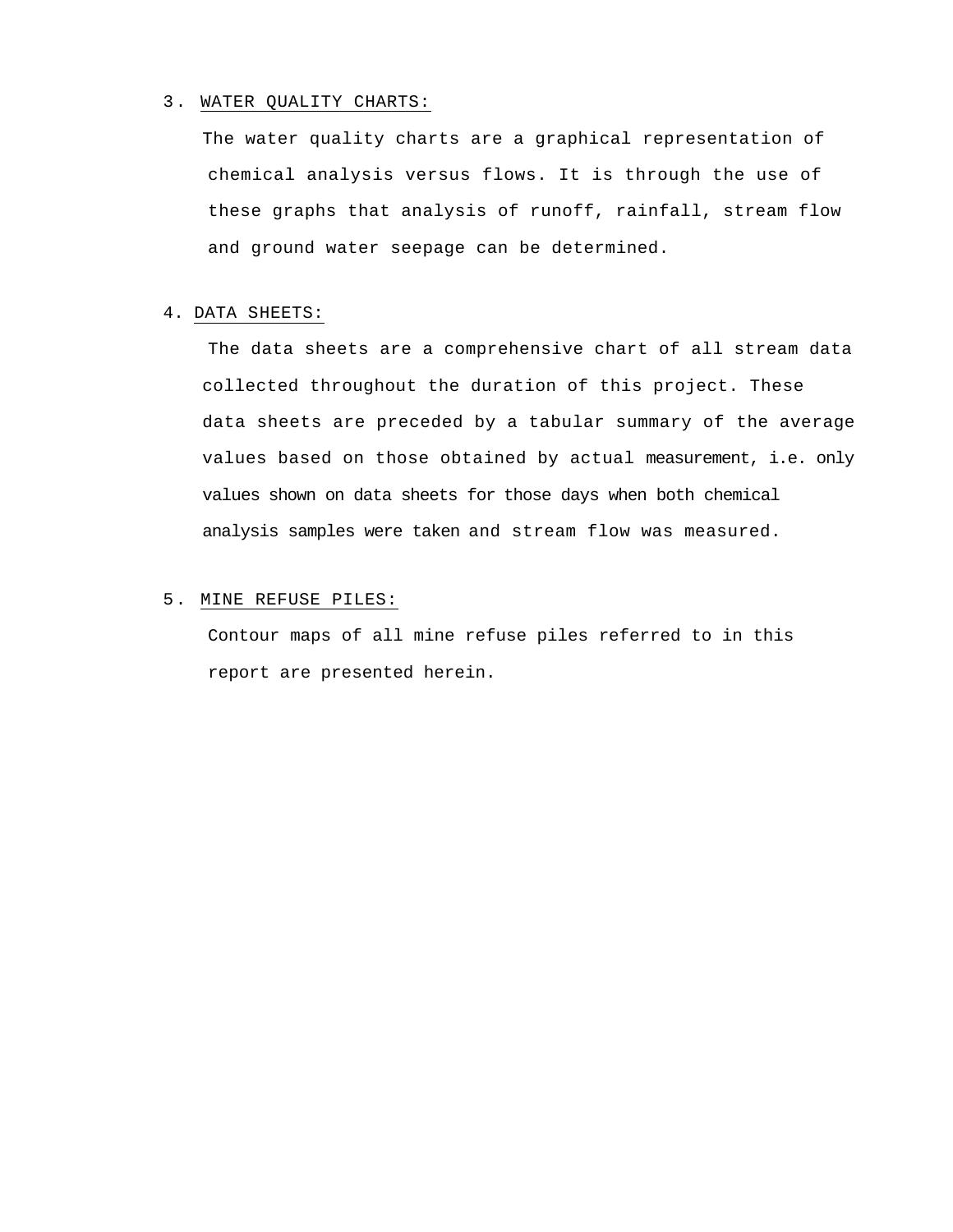3. WATER QUALITY CHARTS:

The water quality charts are a graphical representation of chemical analysis versus flows. It is through the use of these graphs that analysis of runoff, rainfall, stream flow and ground water seepage can be determined.

4. DATA SHEETS:

The data sheets are a comprehensive chart of all stream data collected throughout the duration of this project. These data sheets are preceded by a tabular summary of the average values based on those obtained by actual measurement, i.e. only values shown on data sheets for those days when both chemical analysis samples were taken and stream flow was measured.

5. MINE REFUSE PILES:

Contour maps of all mine refuse piles referred to in this report are presented herein.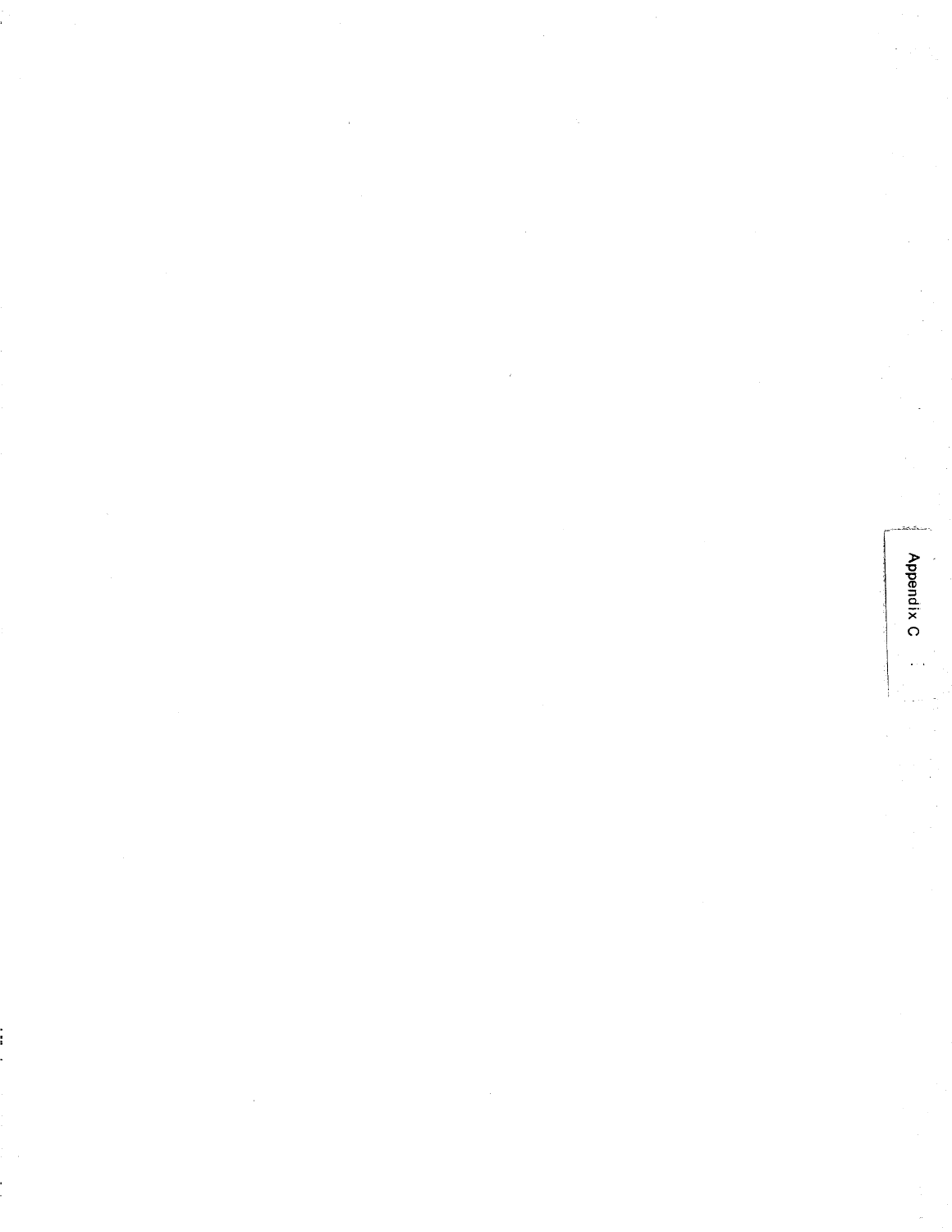Appendix C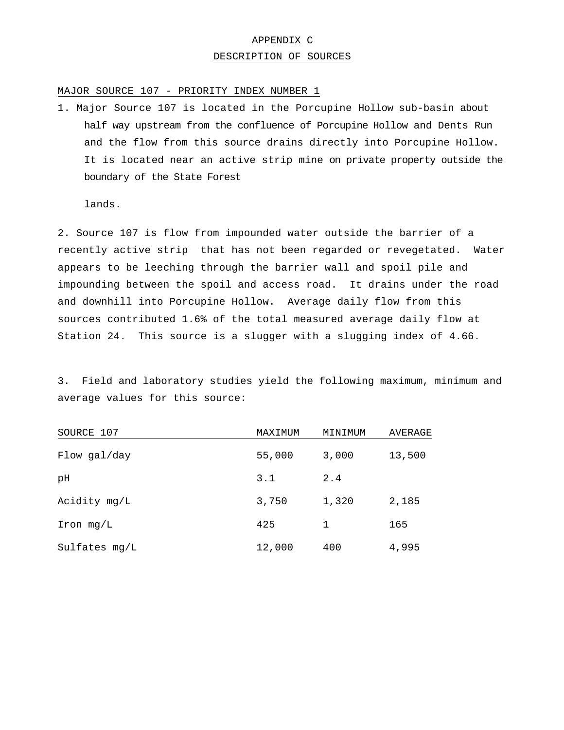# APPENDIX C

## DESCRIPTION OF SOURCES

### MAJOR SOURCE 107 - PRIORITY INDEX NUMBER 1

1. Major Source 107 is located in the Porcupine Hollow sub-basin about half way upstream from the confluence of Porcupine Hollow and Dents Run and the flow from this source drains directly into Porcupine Hollow. It is located near an active strip mine on private property outside the boundary of the State Forest

   lands.

2. Source 107 is flow from impounded water outside the barrier of a recently active strip that has not been regarded or revegetated. Water appears to be leeching through the barrier wall and spoil pile and impounding between the spoil and access road. It drains under the road and downhill into Porcupine Hollow. Average daily flow from this sources contributed 1.6% of the total measured average daily flow at Station 24. This source is a slugger with a slugging index of 4.66.

3. Field and laboratory studies yield the following maximum, minimum and average values for this source:

| SOURCE 107 | MAXIMUM | MINIMUM | AVERAGE |
|---|---|---|---|
| Flow gal/day | 55,000 | 3,000 | 13,500 |
| pH | 3.1 | 2.4 | |
| Acidity mg/L | 3,750 | 1,320 | 2,185 |
| Iron mg/L | 425 | 1 | 165 |
| Sulfates mg/L | 12,000 | 400 | 4,995 |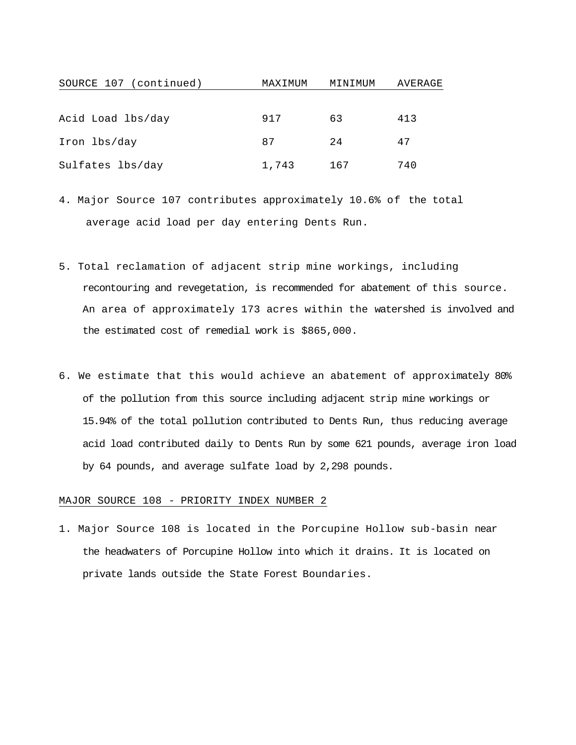| SOURCE 107 (continued) | MAXIMUM | MINIMUM | AVERAGE |
|---|---|---|---|
| Acid Load lbs/day | 917 | 63 | 413 |
| Iron lbs/day | 87 | 24 | 47 |
| Sulfates lbs/day | 1,743 | 167 | 740 |

4. Major Source 107 contributes approximately 10.6% of the total average acid load per day entering Dents Run.

5. Total reclamation of adjacent strip mine workings, including recontouring and revegetation, is recommended for abatement of this source. An area of approximately 173 acres within the watershed is involved and the estimated cost of remedial work is $865,000.

6. We estimate that this would achieve an abatement of approximately 80% of the pollution from this source including adjacent strip mine workings or 15.94% of the total pollution contributed to Dents Run, thus reducing average acid load contributed daily to Dents Run by some 621 pounds, average iron load by 64 pounds, and average sulfate load by 2,298 pounds.

## MAJOR SOURCE 108 - PRIORITY INDEX NUMBER 2

1. Major Source 108 is located in the Porcupine Hollow sub-basin near the headwaters of Porcupine Hollow into which it drains. It is located on private lands outside the State Forest Boundaries.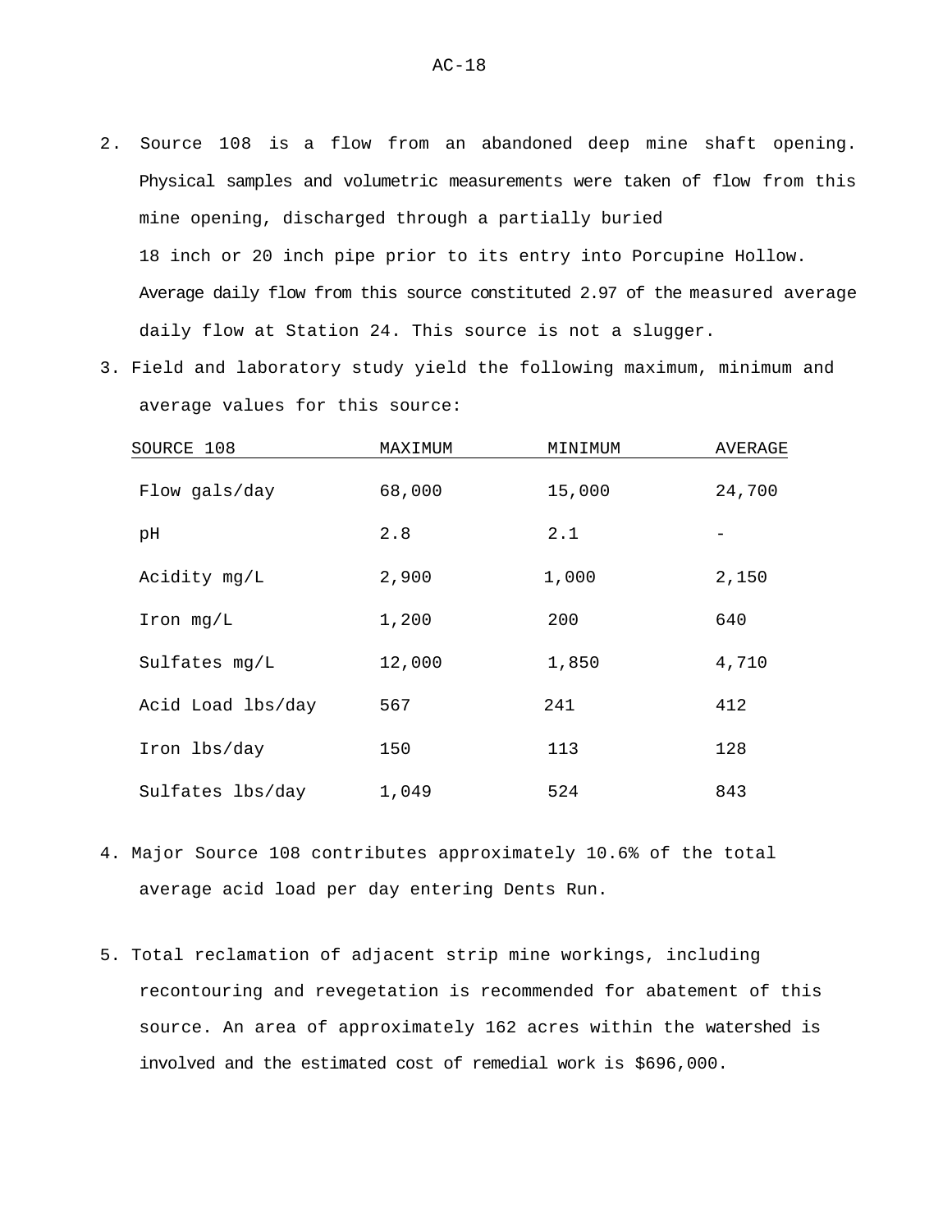2. Source 108 is a flow from an abandoned deep mine shaft opening. Physical samples and volumetric measurements were taken of flow from this mine opening, discharged through a partially buried 18 inch or 20 inch pipe prior to its entry into Porcupine Hollow. Average daily flow from this source constituted 2.97 of the measured average daily flow at Station 24. This source is not a slugger.

3. Field and laboratory study yield the following maximum, minimum and average values for this source:

| SOURCE 108 | MAXIMUM | MINIMUM | AVERAGE |
|---|---|---|---|
| Flow gals/day | 68,000 | 15,000 | 24,700 |
| pH | 2.8 | 2.1 | - |
| Acidity mg/L | 2,900 | 1,000 | 2,150 |
| Iron mg/L | 1,200 | 200 | 640 |
| Sulfates mg/L | 12,000 | 1,850 | 4,710 |
| Acid Load lbs/day | 567 | 241 | 412 |
| Iron lbs/day | 150 | 113 | 128 |
| Sulfates lbs/day | 1,049 | 524 | 843 |

4. Major Source 108 contributes approximately 10.6% of the total average acid load per day entering Dents Run.

5. Total reclamation of adjacent strip mine workings, including recontouring and revegetation is recommended for abatement of this source. An area of approximately 162 acres within the watershed is involved and the estimated cost of remedial work is $696,000.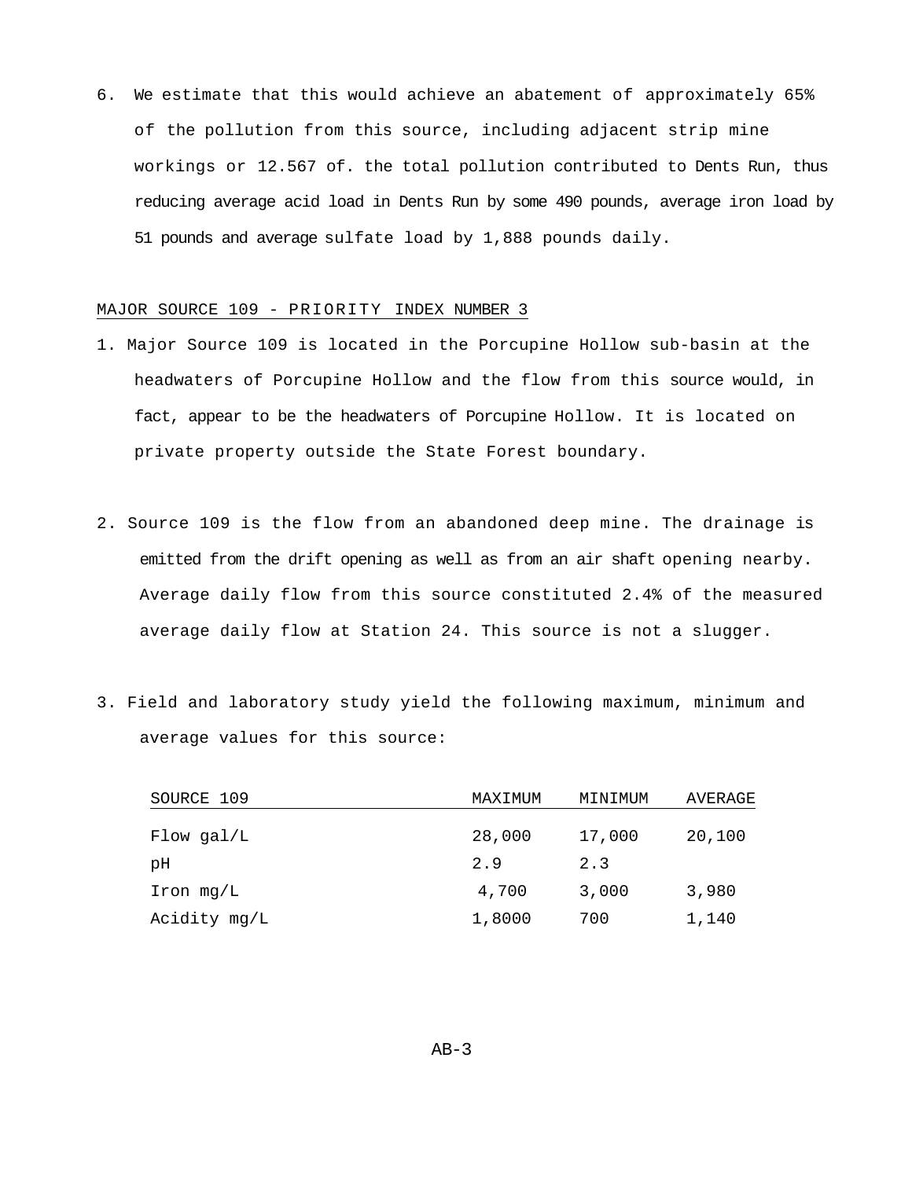6. We estimate that this would achieve an abatement of approximately 65% of the pollution from this source, including adjacent strip mine workings or 12.567 of. the total pollution contributed to Dents Run, thus reducing average acid load in Dents Run by some 490 pounds, average iron load by 51 pounds and average sulfate load by 1,888 pounds daily.

MAJOR SOURCE 109 - PRIORITY INDEX NUMBER 3

1. Major Source 109 is located in the Porcupine Hollow sub-basin at the headwaters of Porcupine Hollow and the flow from this source would, in fact, appear to be the headwaters of Porcupine Hollow. It is located on private property outside the State Forest boundary.

2. Source 109 is the flow from an abandoned deep mine. The drainage is emitted from the drift opening as well as from an air shaft opening nearby. Average daily flow from this source constituted 2.4% of the measured average daily flow at Station 24. This source is not a slugger.

3. Field and laboratory study yield the following maximum, minimum and average values for this source:

| SOURCE 109 | MAXIMUM | MINIMUM | AVERAGE |
|---|---|---|---|
| Flow gal/L | 28,000 | 17,000 | 20,100 |
| pH | 2.9 | 2.3 | |
| Iron mg/L | 4,700 | 3,000 | 3,980 |
| Acidity mg/L | 1,8000 | 700 | 1,140 |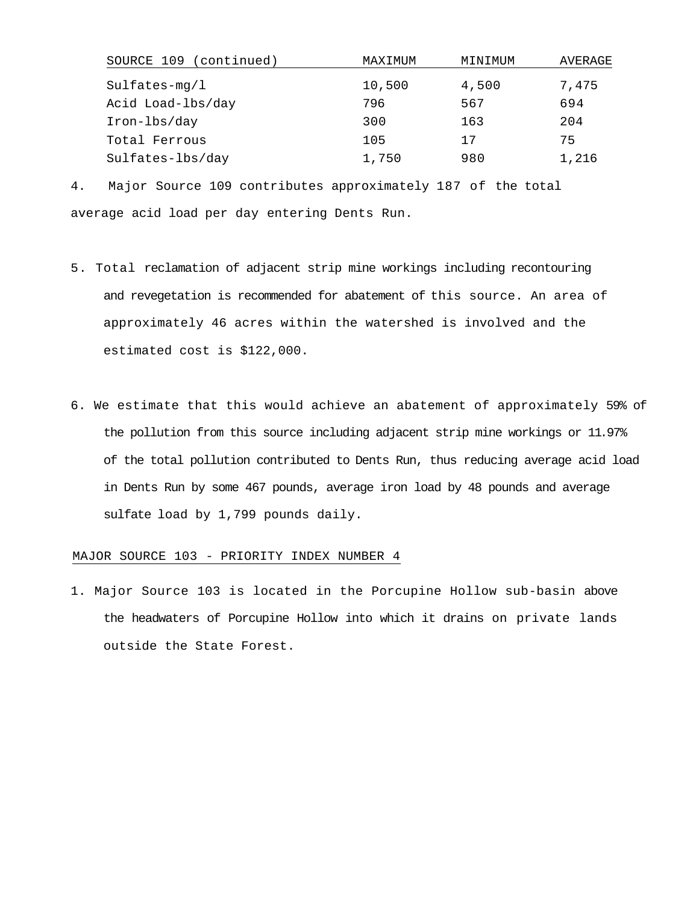| SOURCE 109 (continued) | MAXIMUM | MINIMUM | AVERAGE |
| --- | --- | --- | --- |
| Sulfates-mg/l | 10,500 | 4,500 | 7,475 |
| Acid Load-lbs/day | 796 | 567 | 694 |
| Iron-lbs/day | 300 | 163 | 204 |
| Total Ferrous | 105 | 17 | 75 |
| Sulfates-lbs/day | 1,750 | 980 | 1,216 |

4. Major Source 109 contributes approximately 187 of the total average acid load per day entering Dents Run.

5. Total reclamation of adjacent strip mine workings including recontouring and revegetation is recommended for abatement of this source. An area of approximately 46 acres within the watershed is involved and the estimated cost is $122,000.

6. We estimate that this would achieve an abatement of approximately 59% of the pollution from this source including adjacent strip mine workings or 11.97% of the total pollution contributed to Dents Run, thus reducing average acid load in Dents Run by some 467 pounds, average iron load by 48 pounds and average sulfate load by 1,799 pounds daily.

## MAJOR SOURCE 103 - PRIORITY INDEX NUMBER 4

1. Major Source 103 is located in the Porcupine Hollow sub-basin above the headwaters of Porcupine Hollow into which it drains on private lands outside the State Forest.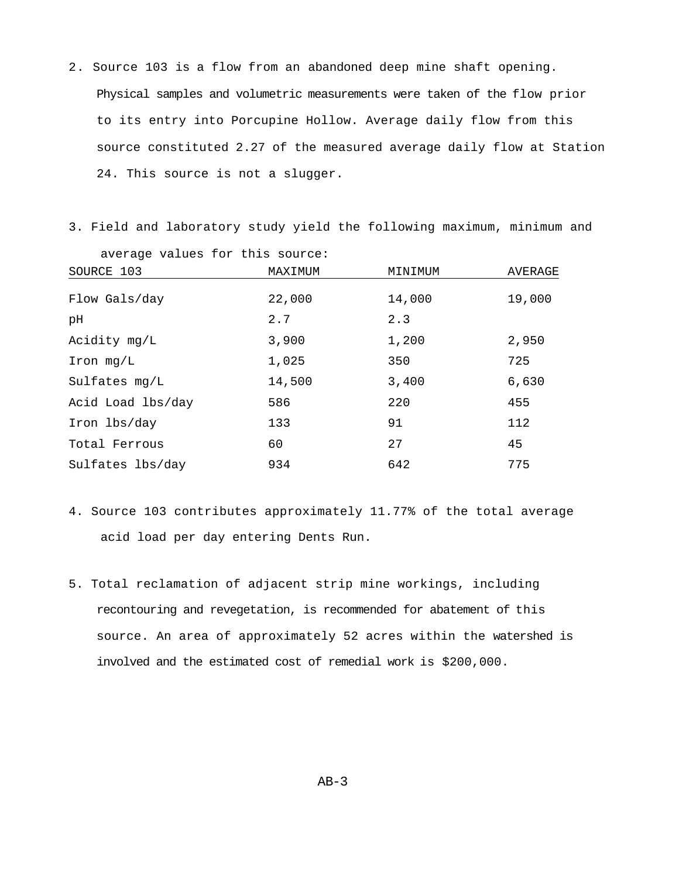2. Source 103 is a flow from an abandoned deep mine shaft opening. Physical samples and volumetric measurements were taken of the flow prior to its entry into Porcupine Hollow. Average daily flow from this source constituted 2.27 of the measured average daily flow at Station 24. This source is not a slugger.

3. Field and laboratory study yield the following maximum, minimum and average values for this source:

| SOURCE 103 | MAXIMUM | MINIMUM | AVERAGE |
|---|---|---|---|
| Flow Gals/day | 22,000 | 14,000 | 19,000 |
| pH | 2.7 | 2.3 | |
| Acidity mg/L | 3,900 | 1,200 | 2,950 |
| Iron mg/L | 1,025 | 350 | 725 |
| Sulfates mg/L | 14,500 | 3,400 | 6,630 |
| Acid Load lbs/day | 586 | 220 | 455 |
| Iron lbs/day | 133 | 91 | 112 |
| Total Ferrous | 60 | 27 | 45 |
| Sulfates lbs/day | 934 | 642 | 775 |

4. Source 103 contributes approximately 11.77% of the total average acid load per day entering Dents Run.

5. Total reclamation of adjacent strip mine workings, including recontouring and revegetation, is recommended for abatement of this source. An area of approximately 52 acres within the watershed is involved and the estimated cost of remedial work is $200,000.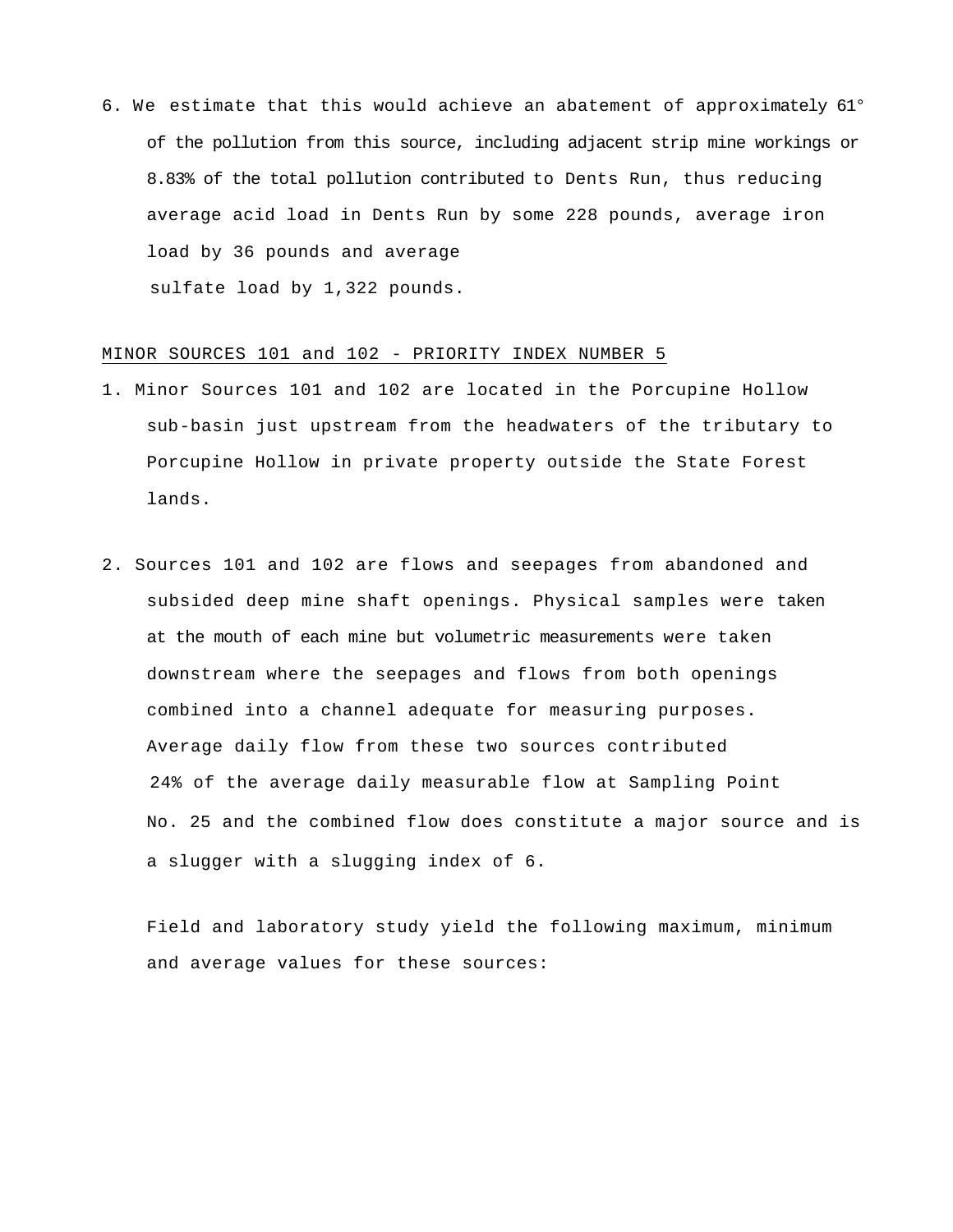6. We estimate that this would achieve an abatement of approximately 61° of the pollution from this source, including adjacent strip mine workings or 8.83% of the total pollution contributed to Dents Run, thus reducing average acid load in Dents Run by some 228 pounds, average iron load by 36 pounds and average sulfate load by 1,322 pounds.

MINOR SOURCES 101 and 102 - PRIORITY INDEX NUMBER 5

1. Minor Sources 101 and 102 are located in the Porcupine Hollow sub-basin just upstream from the headwaters of the tributary to Porcupine Hollow in private property outside the State Forest lands.

2. Sources 101 and 102 are flows and seepages from abandoned and subsided deep mine shaft openings. Physical samples were taken at the mouth of each mine but volumetric measurements were taken downstream where the seepages and flows from both openings combined into a channel adequate for measuring purposes. Average daily flow from these two sources contributed 24% of the average daily measurable flow at Sampling Point No. 25 and the combined flow does constitute a major source and is a slugger with a slugging index of 6.

   Field and laboratory study yield the following maximum, minimum and average values for these sources: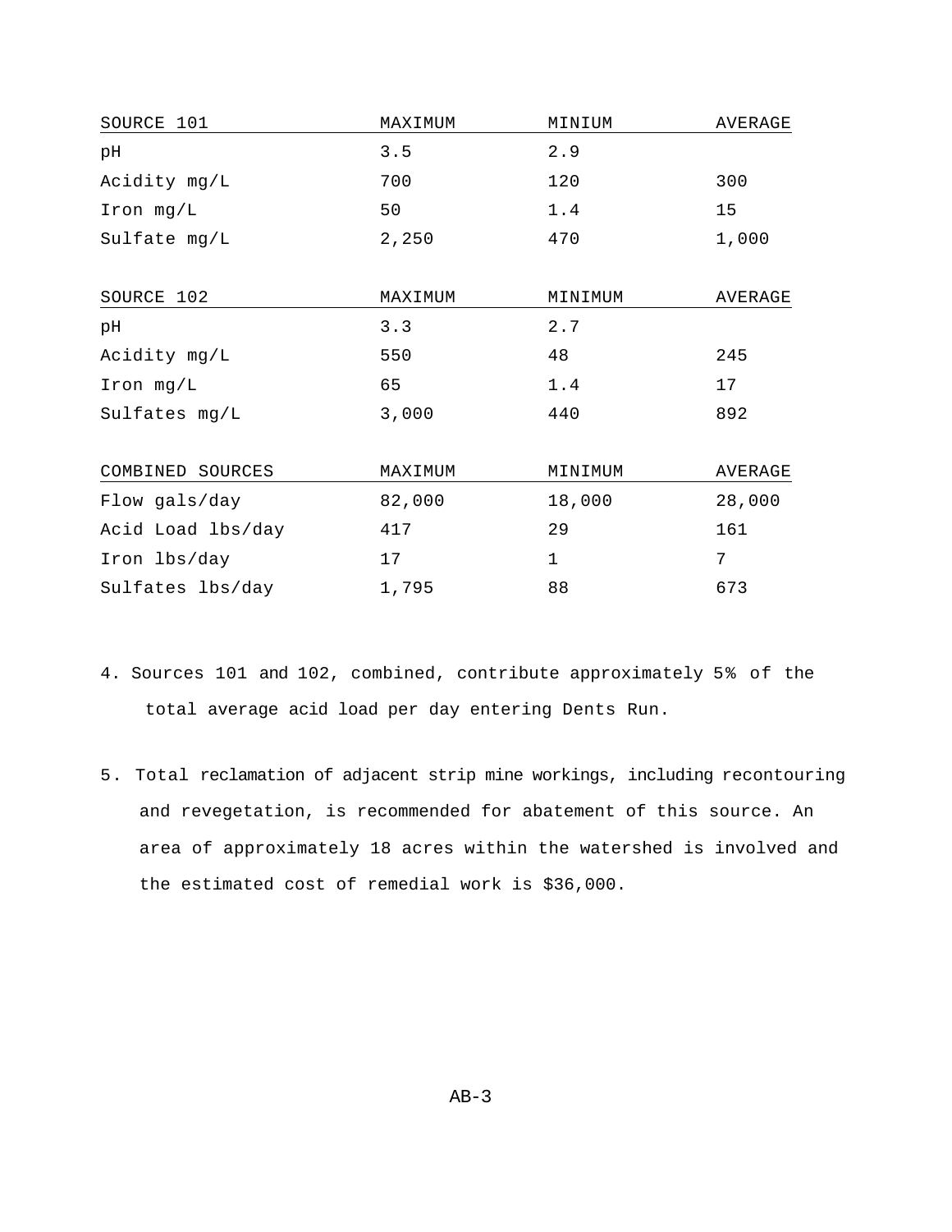| SOURCE 101 | MAXIMUM | MINIUM | AVERAGE |
|---|---|---|---|
| pH | 3.5 | 2.9 | |
| Acidity mg/L | 700 | 120 | 300 |
| Iron mg/L | 50 | 1.4 | 15 |
| Sulfate mg/L | 2,250 | 470 | 1,000 |

| SOURCE 102 | MAXIMUM | MINIMUM | AVERAGE |
|---|---|---|---|
| pH | 3.3 | 2.7 | |
| Acidity mg/L | 550 | 48 | 245 |
| Iron mg/L | 65 | 1.4 | 17 |
| Sulfates mg/L | 3,000 | 440 | 892 |

| COMBINED SOURCES | MAXIMUM | MINIMUM | AVERAGE |
|---|---|---|---|
| Flow gals/day | 82,000 | 18,000 | 28,000 |
| Acid Load lbs/day | 417 | 29 | 161 |
| Iron lbs/day | 17 | 1 | 7 |
| Sulfates lbs/day | 1,795 | 88 | 673 |

4. Sources 101 and 102, combined, contribute approximately 5% of the total average acid load per day entering Dents Run.

5. Total reclamation of adjacent strip mine workings, including recontouring and revegetation, is recommended for abatement of this source. An area of approximately 18 acres within the watershed is involved and the estimated cost of remedial work is $36,000.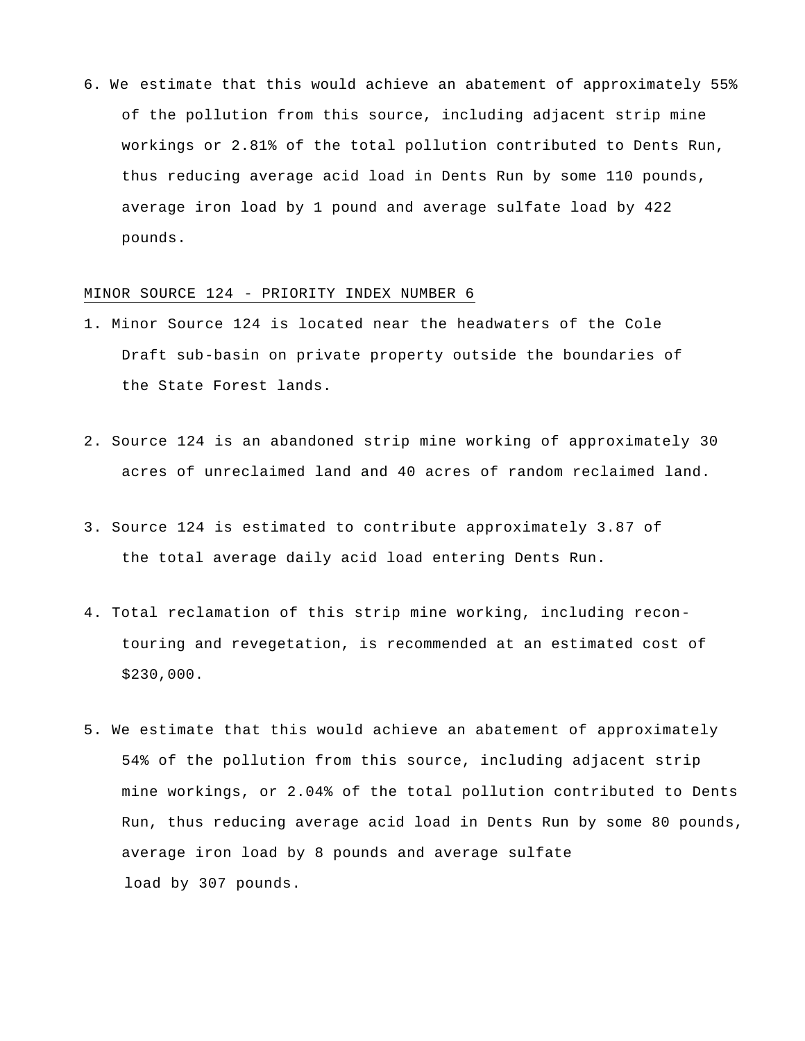6. We estimate that this would achieve an abatement of approximately 55% of the pollution from this source, including adjacent strip mine workings or 2.81% of the total pollution contributed to Dents Run, thus reducing average acid load in Dents Run by some 110 pounds, average iron load by 1 pound and average sulfate load by 422 pounds.

MINOR SOURCE 124 - PRIORITY INDEX NUMBER 6

1. Minor Source 124 is located near the headwaters of the Cole Draft sub-basin on private property outside the boundaries of the State Forest lands.

2. Source 124 is an abandoned strip mine working of approximately 30 acres of unreclaimed land and 40 acres of random reclaimed land.

3. Source 124 is estimated to contribute approximately 3.87 of the total average daily acid load entering Dents Run.

4. Total reclamation of this strip mine working, including recontouring and revegetation, is recommended at an estimated cost of $230,000.

5. We estimate that this would achieve an abatement of approximately 54% of the pollution from this source, including adjacent strip mine workings, or 2.04% of the total pollution contributed to Dents Run, thus reducing average acid load in Dents Run by some 80 pounds, average iron load by 8 pounds and average sulfate load by 307 pounds.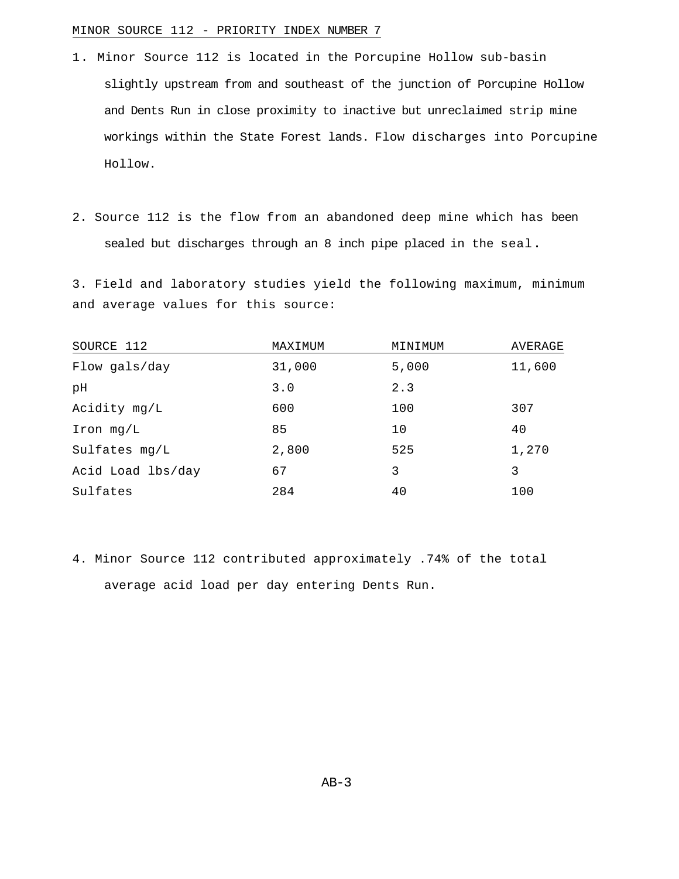## MINOR SOURCE 112 - PRIORITY INDEX NUMBER 7

1. Minor Source 112 is located in the Porcupine Hollow sub-basin slightly upstream from and southeast of the junction of Porcupine Hollow and Dents Run in close proximity to inactive but unreclaimed strip mine workings within the State Forest lands. Flow discharges into Porcupine Hollow.

2. Source 112 is the flow from an abandoned deep mine which has been sealed but discharges through an 8 inch pipe placed in the seal.

3. Field and laboratory studies yield the following maximum, minimum and average values for this source:

| SOURCE 112 | MAXIMUM | MINIMUM | AVERAGE |
|---|---|---|---|
| Flow gals/day | 31,000 | 5,000 | 11,600 |
| pH | 3.0 | 2.3 | |
| Acidity mg/L | 600 | 100 | 307 |
| Iron mg/L | 85 | 10 | 40 |
| Sulfates mg/L | 2,800 | 525 | 1,270 |
| Acid Load lbs/day | 67 | 3 | 3 |
| Sulfates | 284 | 40 | 100 |

4. Minor Source 112 contributed approximately .74% of the total average acid load per day entering Dents Run.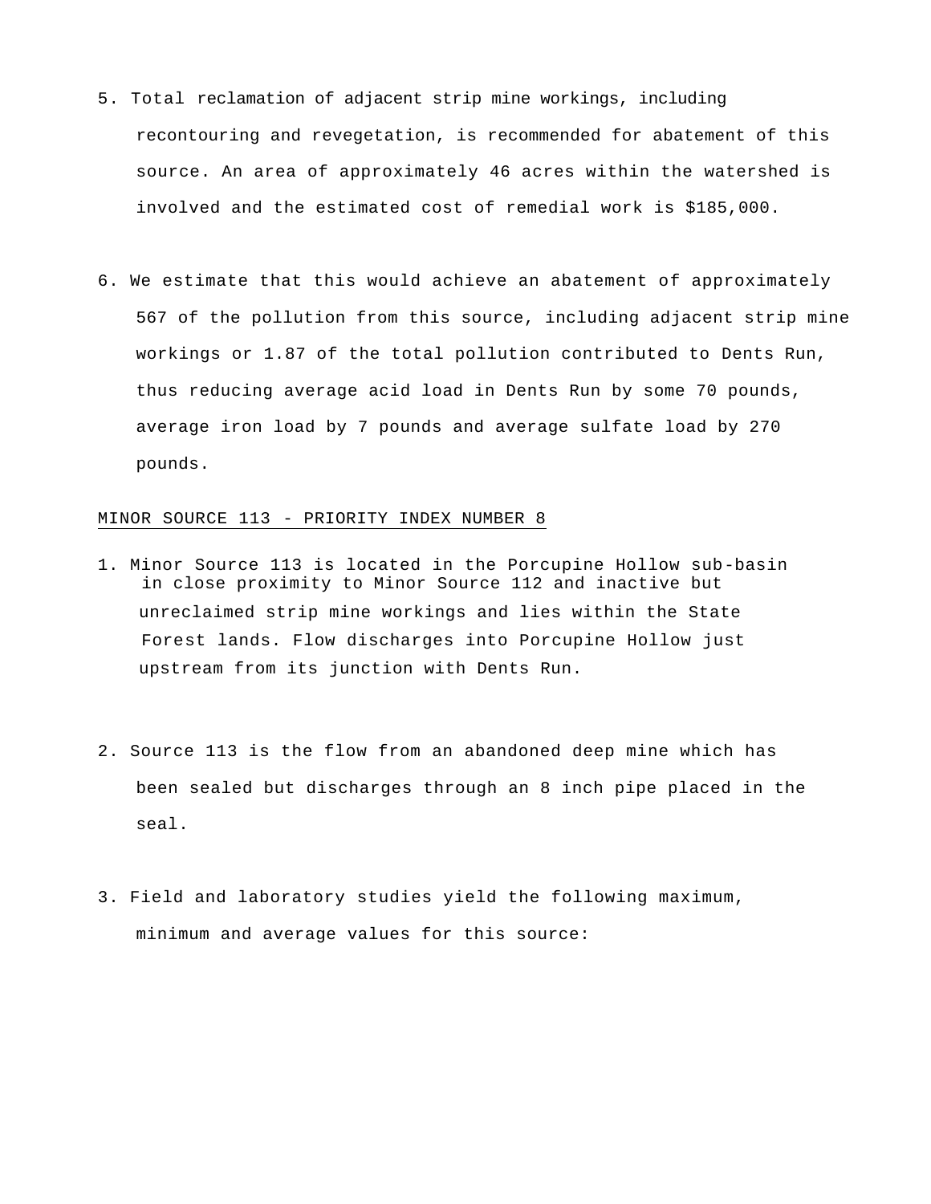5. Total reclamation of adjacent strip mine workings, including recontouring and revegetation, is recommended for abatement of this source. An area of approximately 46 acres within the watershed is involved and the estimated cost of remedial work is $185,000.

6. We estimate that this would achieve an abatement of approximately 567 of the pollution from this source, including adjacent strip mine workings or 1.87 of the total pollution contributed to Dents Run, thus reducing average acid load in Dents Run by some 70 pounds, average iron load by 7 pounds and average sulfate load by 270 pounds.

MINOR SOURCE 113 - PRIORITY INDEX NUMBER 8

1. Minor Source 113 is located in the Porcupine Hollow sub-basin in close proximity to Minor Source 112 and inactive but unreclaimed strip mine workings and lies within the State Forest lands. Flow discharges into Porcupine Hollow just upstream from its junction with Dents Run.

2. Source 113 is the flow from an abandoned deep mine which has been sealed but discharges through an 8 inch pipe placed in the seal.

3. Field and laboratory studies yield the following maximum, minimum and average values for this source: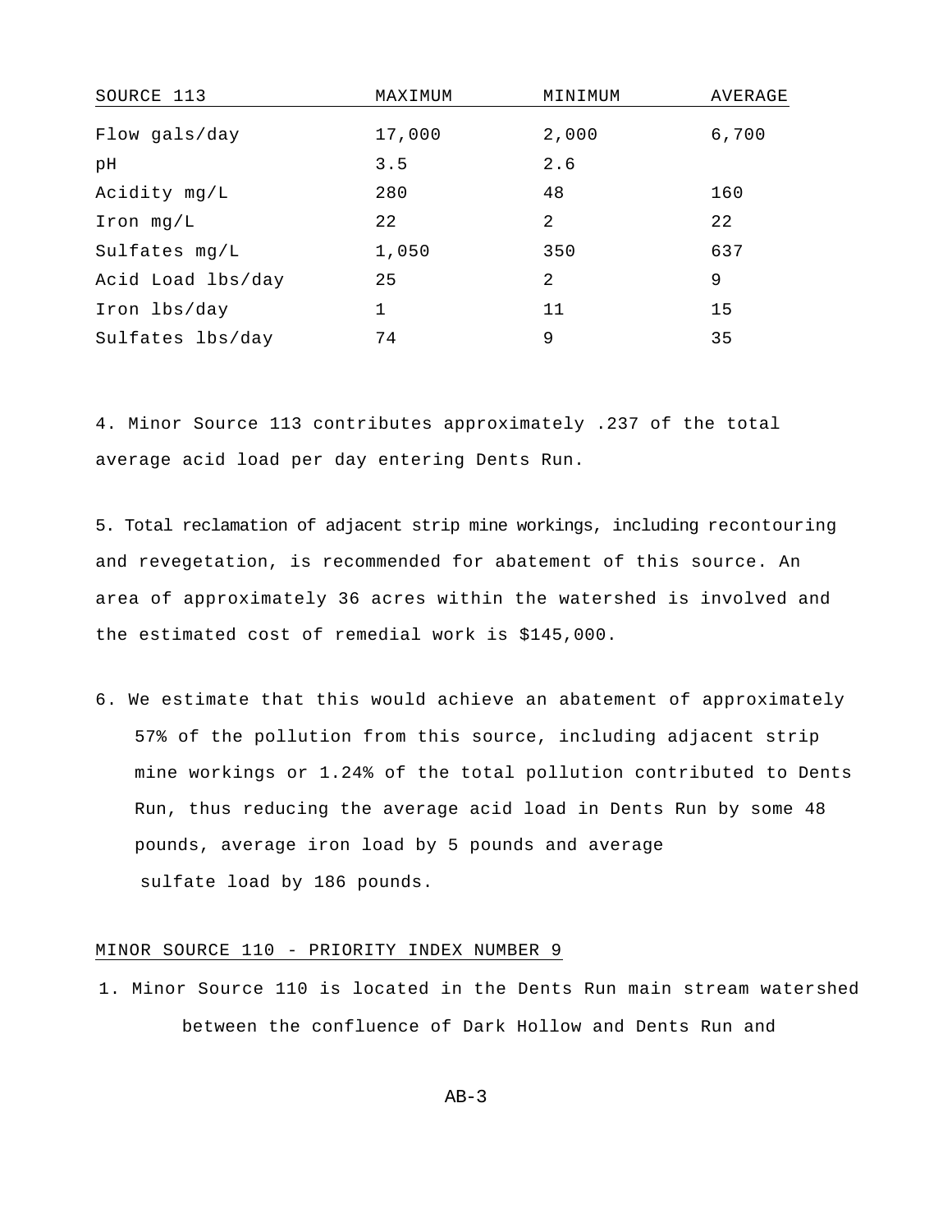| SOURCE 113 | MAXIMUM | MINIMUM | AVERAGE |
|---|---|---|---|
| Flow gals/day | 17,000 | 2,000 | 6,700 |
| pH | 3.5 | 2.6 | |
| Acidity mg/L | 280 | 48 | 160 |
| Iron mg/L | 22 | 2 | 22 |
| Sulfates mg/L | 1,050 | 350 | 637 |
| Acid Load lbs/day | 25 | 2 | 9 |
| Iron lbs/day | 1 | 11 | 15 |
| Sulfates lbs/day | 74 | 9 | 35 |

4. Minor Source 113 contributes approximately .237 of the total average acid load per day entering Dents Run.

5. Total reclamation of adjacent strip mine workings, including recontouring and revegetation, is recommended for abatement of this source. An area of approximately 36 acres within the watershed is involved and the estimated cost of remedial work is $145,000.

6. We estimate that this would achieve an abatement of approximately 57% of the pollution from this source, including adjacent strip mine workings or 1.24% of the total pollution contributed to Dents Run, thus reducing the average acid load in Dents Run by some 48 pounds, average iron load by 5 pounds and average sulfate load by 186 pounds.

## MINOR SOURCE 110 - PRIORITY INDEX NUMBER 9

1. Minor Source 110 is located in the Dents Run main stream watershed between the confluence of Dark Hollow and Dents Run and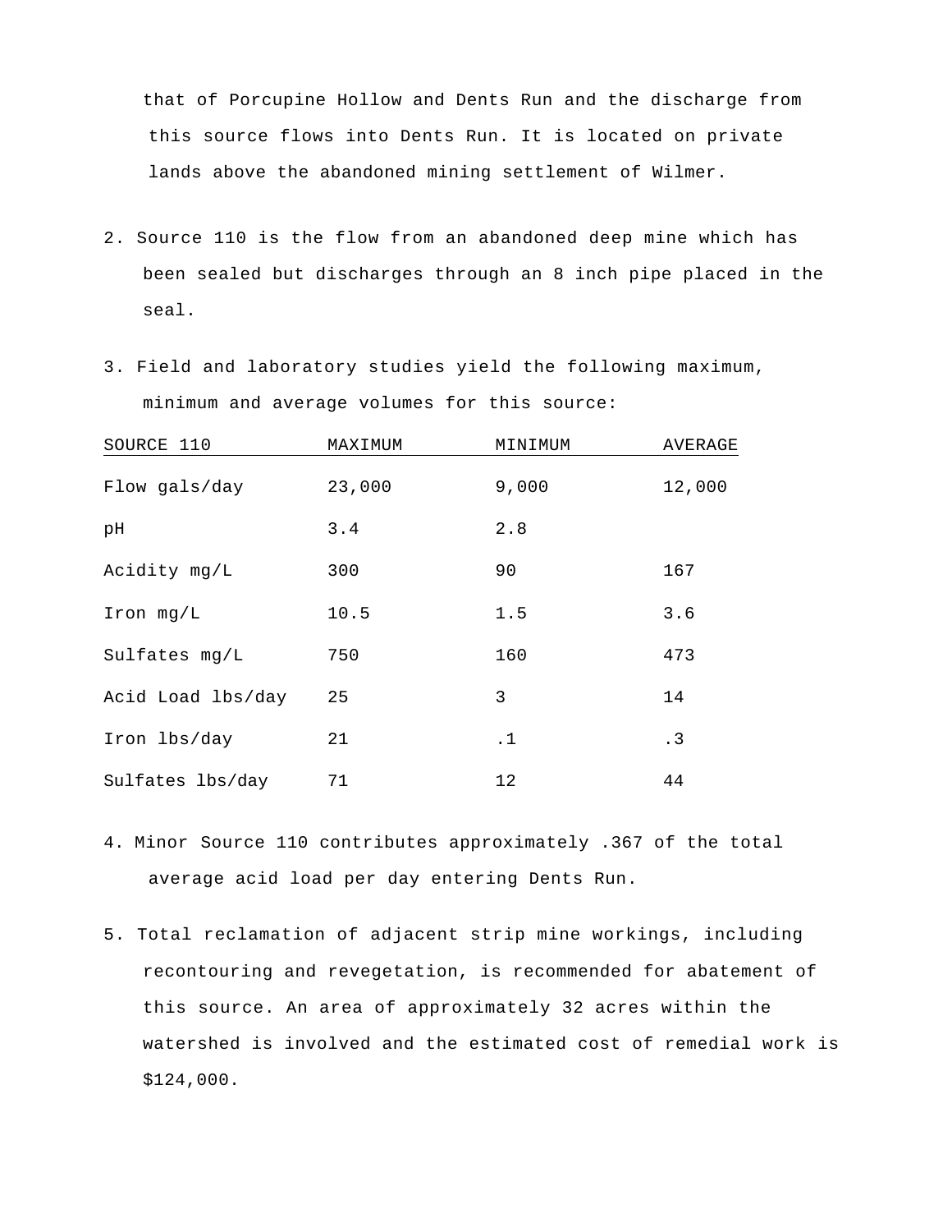that of Porcupine Hollow and Dents Run and the discharge from this source flows into Dents Run. It is located on private lands above the abandoned mining settlement of Wilmer.

2. Source 110 is the flow from an abandoned deep mine which has been sealed but discharges through an 8 inch pipe placed in the seal.

3. Field and laboratory studies yield the following maximum, minimum and average volumes for this source:

| SOURCE 110 | MAXIMUM | MINIMUM | AVERAGE |
|---|---|---|---|
| Flow gals/day | 23,000 | 9,000 | 12,000 |
| pH | 3.4 | 2.8 | |
| Acidity mg/L | 300 | 90 | 167 |
| Iron mg/L | 10.5 | 1.5 | 3.6 |
| Sulfates mg/L | 750 | 160 | 473 |
| Acid Load lbs/day | 25 | 3 | 14 |
| Iron lbs/day | 21 | .1 | .3 |
| Sulfates lbs/day | 71 | 12 | 44 |

4. Minor Source 110 contributes approximately .367 of the total average acid load per day entering Dents Run.

5. Total reclamation of adjacent strip mine workings, including recontouring and revegetation, is recommended for abatement of this source. An area of approximately 32 acres within the watershed is involved and the estimated cost of remedial work is $124,000.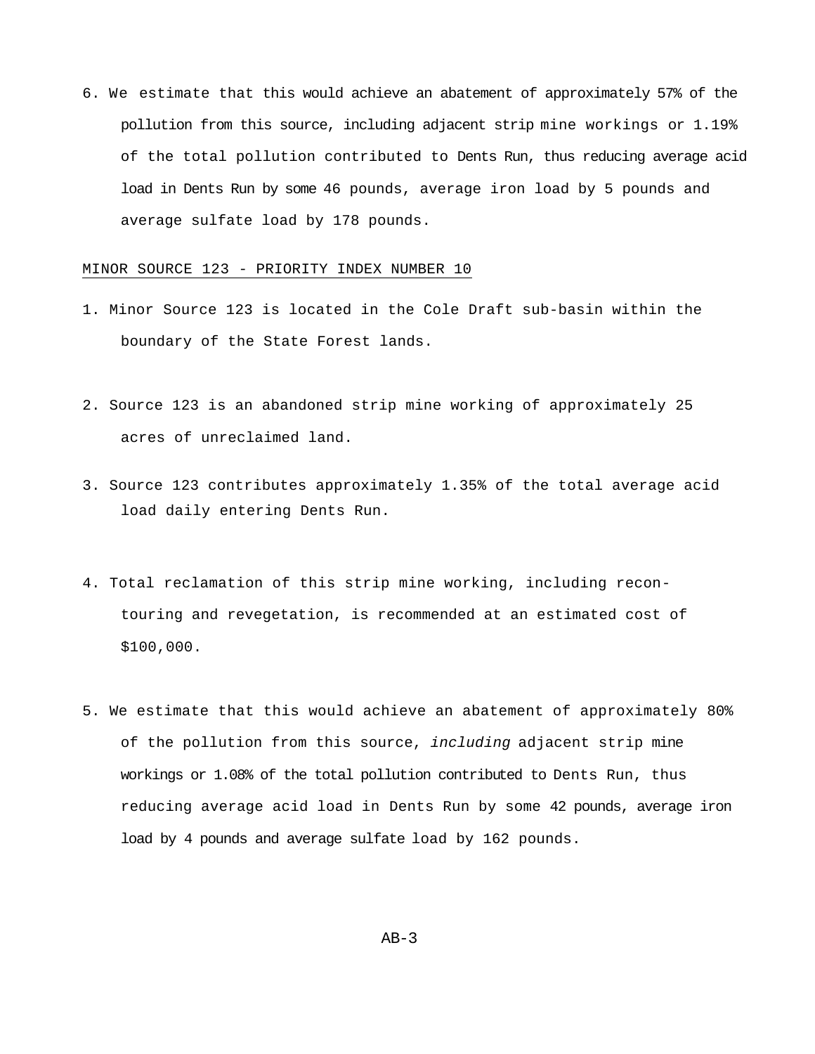6. We estimate that this would achieve an abatement of approximately 57% of the pollution from this source, including adjacent strip mine workings or 1.19% of the total pollution contributed to Dents Run, thus reducing average acid load in Dents Run by some 46 pounds, average iron load by 5 pounds and average sulfate load by 178 pounds.

MINOR SOURCE 123 - PRIORITY INDEX NUMBER 10

1. Minor Source 123 is located in the Cole Draft sub-basin within the boundary of the State Forest lands.

2. Source 123 is an abandoned strip mine working of approximately 25 acres of unreclaimed land.

3. Source 123 contributes approximately 1.35% of the total average acid load daily entering Dents Run.

4. Total reclamation of this strip mine working, including recontouring and revegetation, is recommended at an estimated cost of $100,000.

5. We estimate that this would achieve an abatement of approximately 80% of the pollution from this source, *including* adjacent strip mine workings or 1.08% of the total pollution contributed to Dents Run, thus reducing average acid load in Dents Run by some 42 pounds, average iron load by 4 pounds and average sulfate load by 162 pounds.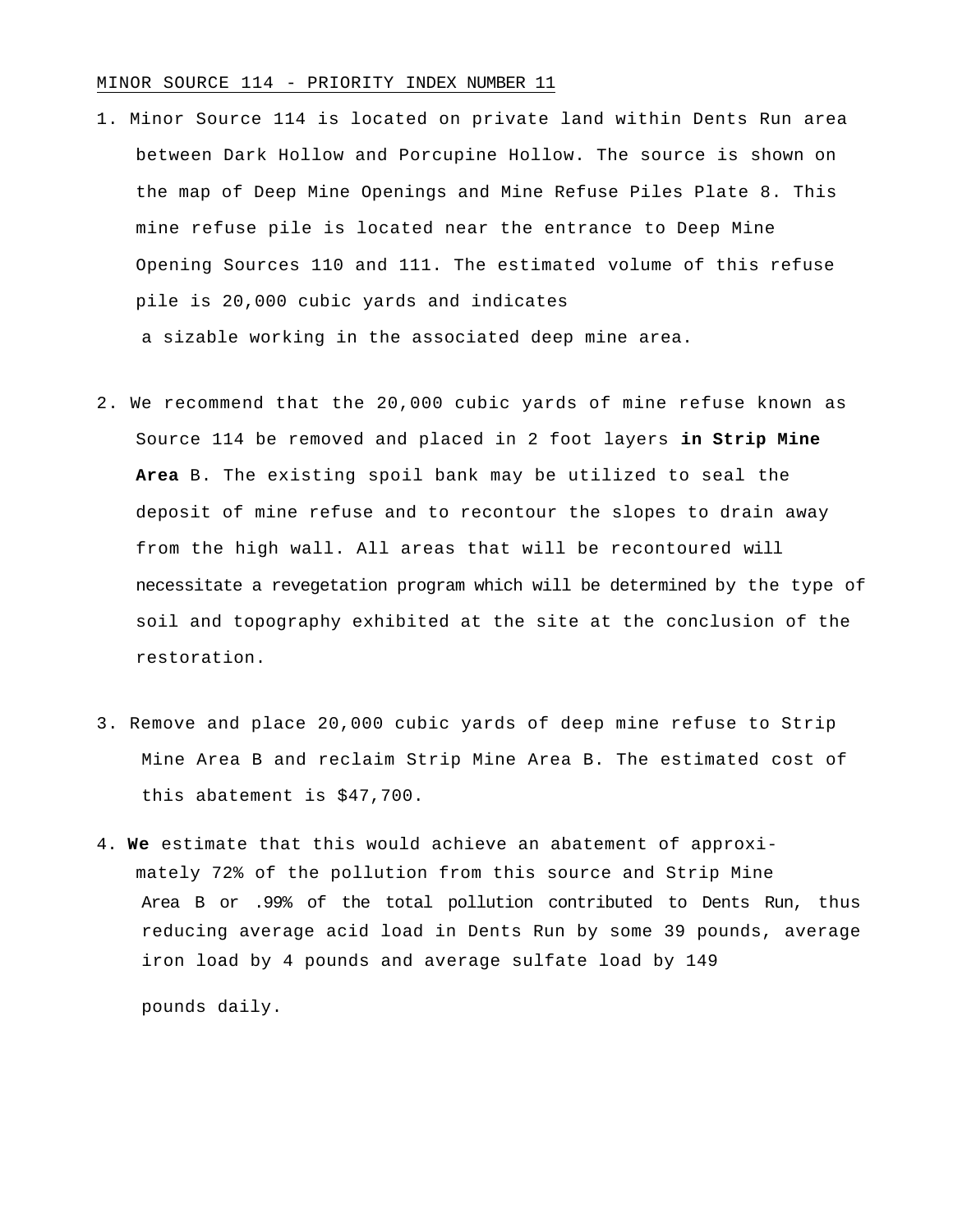MINOR SOURCE 114 - PRIORITY INDEX NUMBER 11

1. Minor Source 114 is located on private land within Dents Run area between Dark Hollow and Porcupine Hollow. The source is shown on the map of Deep Mine Openings and Mine Refuse Piles Plate 8. This mine refuse pile is located near the entrance to Deep Mine Opening Sources 110 and 111. The estimated volume of this refuse pile is 20,000 cubic yards and indicates a sizable working in the associated deep mine area.

2. We recommend that the 20,000 cubic yards of mine refuse known as Source 114 be removed and placed in 2 foot layers **in Strip Mine Area** B. The existing spoil bank may be utilized to seal the deposit of mine refuse and to recontour the slopes to drain away from the high wall. All areas that will be recontoured will necessitate a revegetation program which will be determined by the type of soil and topography exhibited at the site at the conclusion of the restoration.

3. Remove and place 20,000 cubic yards of deep mine refuse to Strip Mine Area B and reclaim Strip Mine Area B. The estimated cost of this abatement is $47,700.

4. **We** estimate that this would achieve an abatement of approximately 72% of the pollution from this source and Strip Mine Area B or .99% of the total pollution contributed to Dents Run, thus reducing average acid load in Dents Run by some 39 pounds, average iron load by 4 pounds and average sulfate load by 149 pounds daily.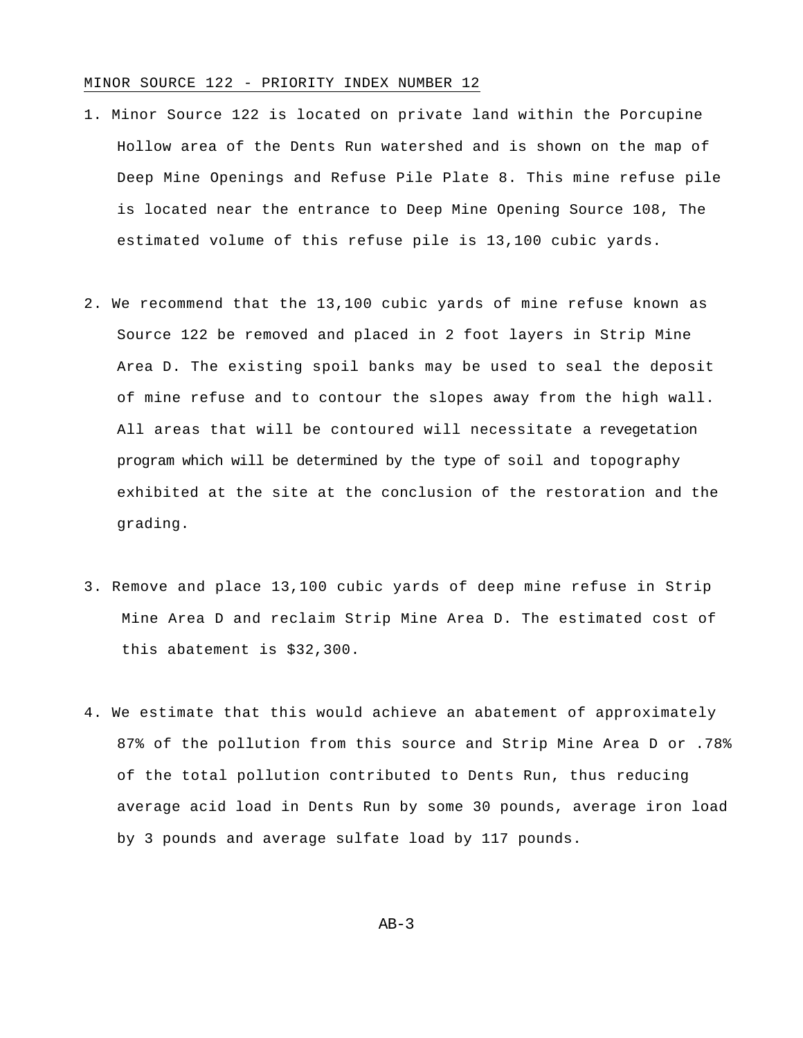MINOR SOURCE 122 - PRIORITY INDEX NUMBER 12

1. Minor Source 122 is located on private land within the Porcupine Hollow area of the Dents Run watershed and is shown on the map of Deep Mine Openings and Refuse Pile Plate 8. This mine refuse pile is located near the entrance to Deep Mine Opening Source 108, The estimated volume of this refuse pile is 13,100 cubic yards.

2. We recommend that the 13,100 cubic yards of mine refuse known as Source 122 be removed and placed in 2 foot layers in Strip Mine Area D. The existing spoil banks may be used to seal the deposit of mine refuse and to contour the slopes away from the high wall. All areas that will be contoured will necessitate a revegetation program which will be determined by the type of soil and topography exhibited at the site at the conclusion of the restoration and the grading.

3. Remove and place 13,100 cubic yards of deep mine refuse in Strip Mine Area D and reclaim Strip Mine Area D. The estimated cost of this abatement is $32,300.

4. We estimate that this would achieve an abatement of approximately 87% of the pollution from this source and Strip Mine Area D or .78% of the total pollution contributed to Dents Run, thus reducing average acid load in Dents Run by some 30 pounds, average iron load by 3 pounds and average sulfate load by 117 pounds.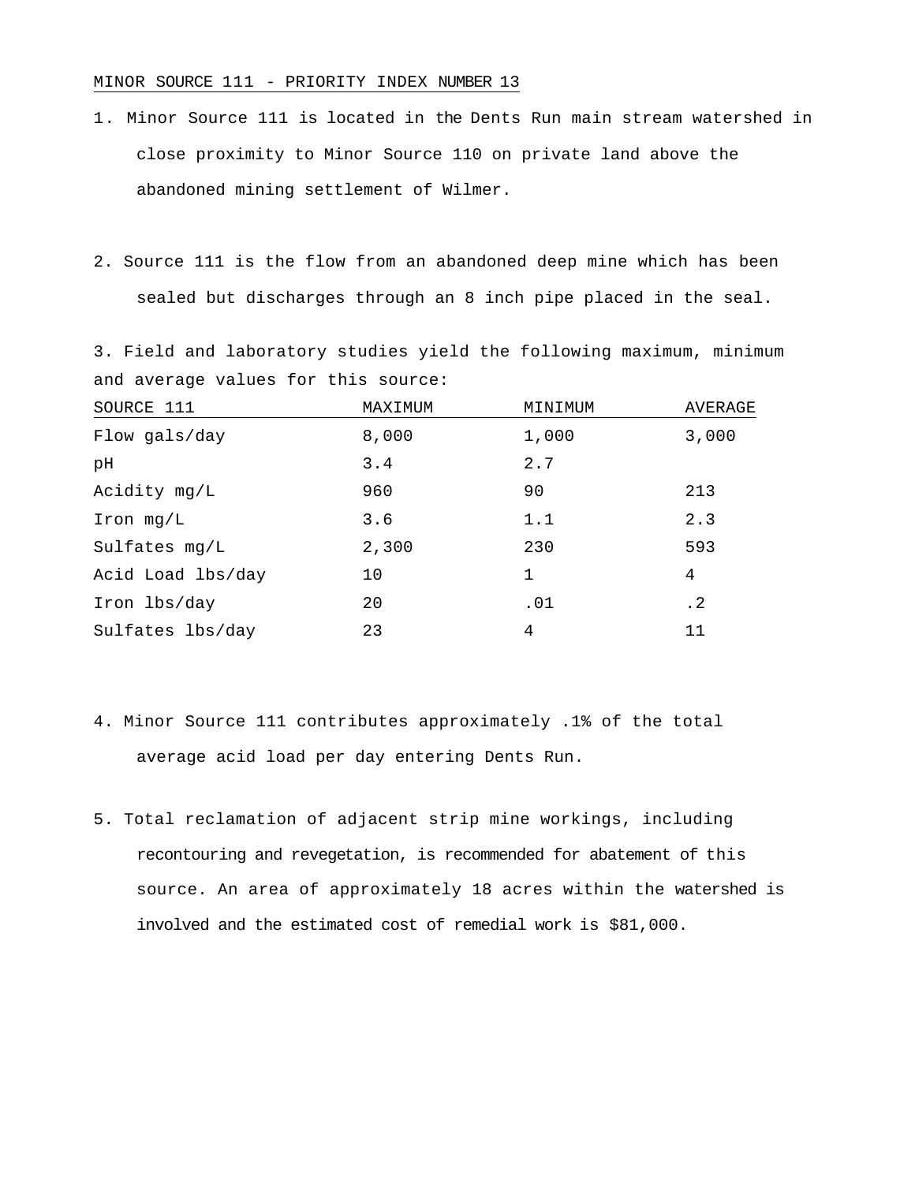MINOR SOURCE 111 - PRIORITY INDEX NUMBER 13

1. Minor Source 111 is located in the Dents Run main stream watershed in close proximity to Minor Source 110 on private land above the abandoned mining settlement of Wilmer.

2. Source 111 is the flow from an abandoned deep mine which has been sealed but discharges through an 8 inch pipe placed in the seal.

3. Field and laboratory studies yield the following maximum, minimum and average values for this source:

| SOURCE 111 | MAXIMUM | MINIMUM | AVERAGE |
|---|---|---|---|
| Flow gals/day | 8,000 | 1,000 | 3,000 |
| pH | 3.4 | 2.7 | |
| Acidity mg/L | 960 | 90 | 213 |
| Iron mg/L | 3.6 | 1.1 | 2.3 |
| Sulfates mg/L | 2,300 | 230 | 593 |
| Acid Load lbs/day | 10 | 1 | 4 |
| Iron lbs/day | 20 | .01 | .2 |
| Sulfates lbs/day | 23 | 4 | 11 |

4. Minor Source 111 contributes approximately .1% of the total average acid load per day entering Dents Run.

5. Total reclamation of adjacent strip mine workings, including recontouring and revegetation, is recommended for abatement of this source. An area of approximately 18 acres within the watershed is involved and the estimated cost of remedial work is $81,000.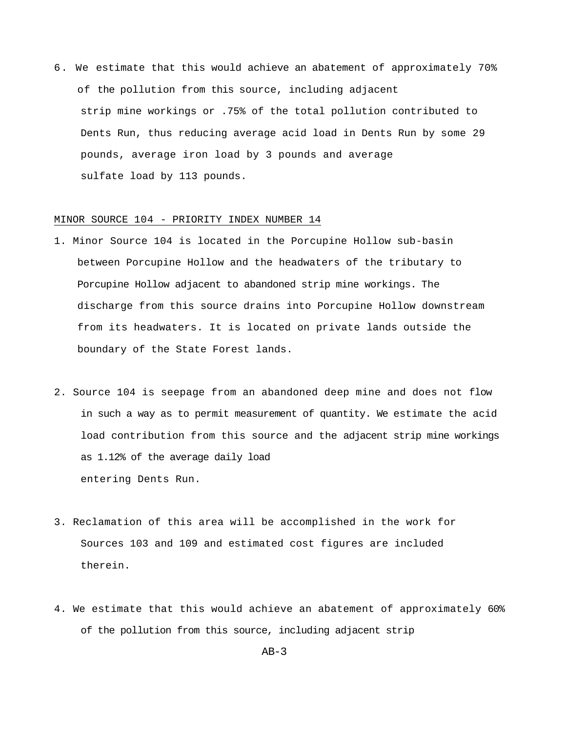6. We estimate that this would achieve an abatement of approximately 70% of the pollution from this source, including adjacent strip mine workings or .75% of the total pollution contributed to Dents Run, thus reducing average acid load in Dents Run by some 29 pounds, average iron load by 3 pounds and average sulfate load by 113 pounds.

MINOR SOURCE 104 - PRIORITY INDEX NUMBER 14

1. Minor Source 104 is located in the Porcupine Hollow sub-basin between Porcupine Hollow and the headwaters of the tributary to Porcupine Hollow adjacent to abandoned strip mine workings. The discharge from this source drains into Porcupine Hollow downstream from its headwaters. It is located on private lands outside the boundary of the State Forest lands.

2. Source 104 is seepage from an abandoned deep mine and does not flow in such a way as to permit measurement of quantity. We estimate the acid load contribution from this source and the adjacent strip mine workings as 1.12% of the average daily load entering Dents Run.

3. Reclamation of this area will be accomplished in the work for Sources 103 and 109 and estimated cost figures are included therein.

4. We estimate that this would achieve an abatement of approximately 60% of the pollution from this source, including adjacent strip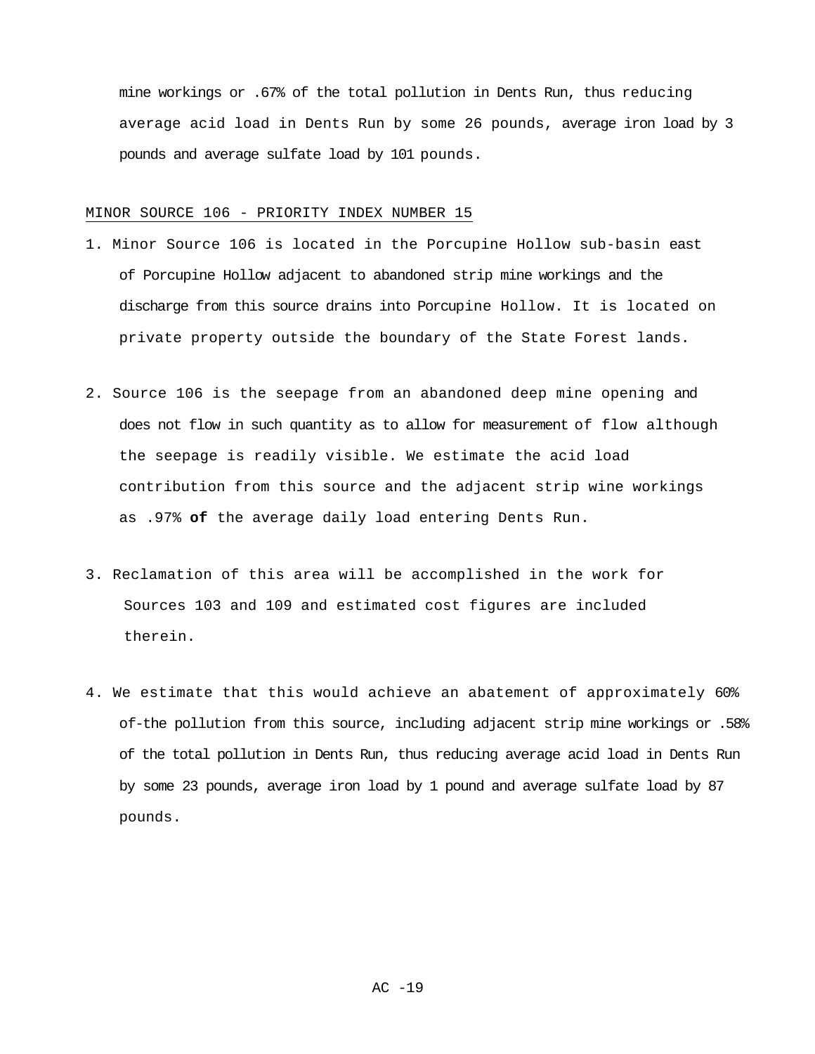mine workings or .67% of the total pollution in Dents Run, thus reducing average acid load in Dents Run by some 26 pounds, average iron load by 3 pounds and average sulfate load by 101 pounds.

MINOR SOURCE 106 - PRIORITY INDEX NUMBER 15

1. Minor Source 106 is located in the Porcupine Hollow sub-basin east of Porcupine Hollow adjacent to abandoned strip mine workings and the discharge from this source drains into Porcupine Hollow. It is located on private property outside the boundary of the State Forest lands.

2. Source 106 is the seepage from an abandoned deep mine opening and does not flow in such quantity as to allow for measurement of flow although the seepage is readily visible. We estimate the acid load contribution from this source and the adjacent strip wine workings as .97% **of** the average daily load entering Dents Run.

3. Reclamation of this area will be accomplished in the work for Sources 103 and 109 and estimated cost figures are included therein.

4. We estimate that this would achieve an abatement of approximately 60% of-the pollution from this source, including adjacent strip mine workings or .58% of the total pollution in Dents Run, thus reducing average acid load in Dents Run by some 23 pounds, average iron load by 1 pound and average sulfate load by 87 pounds.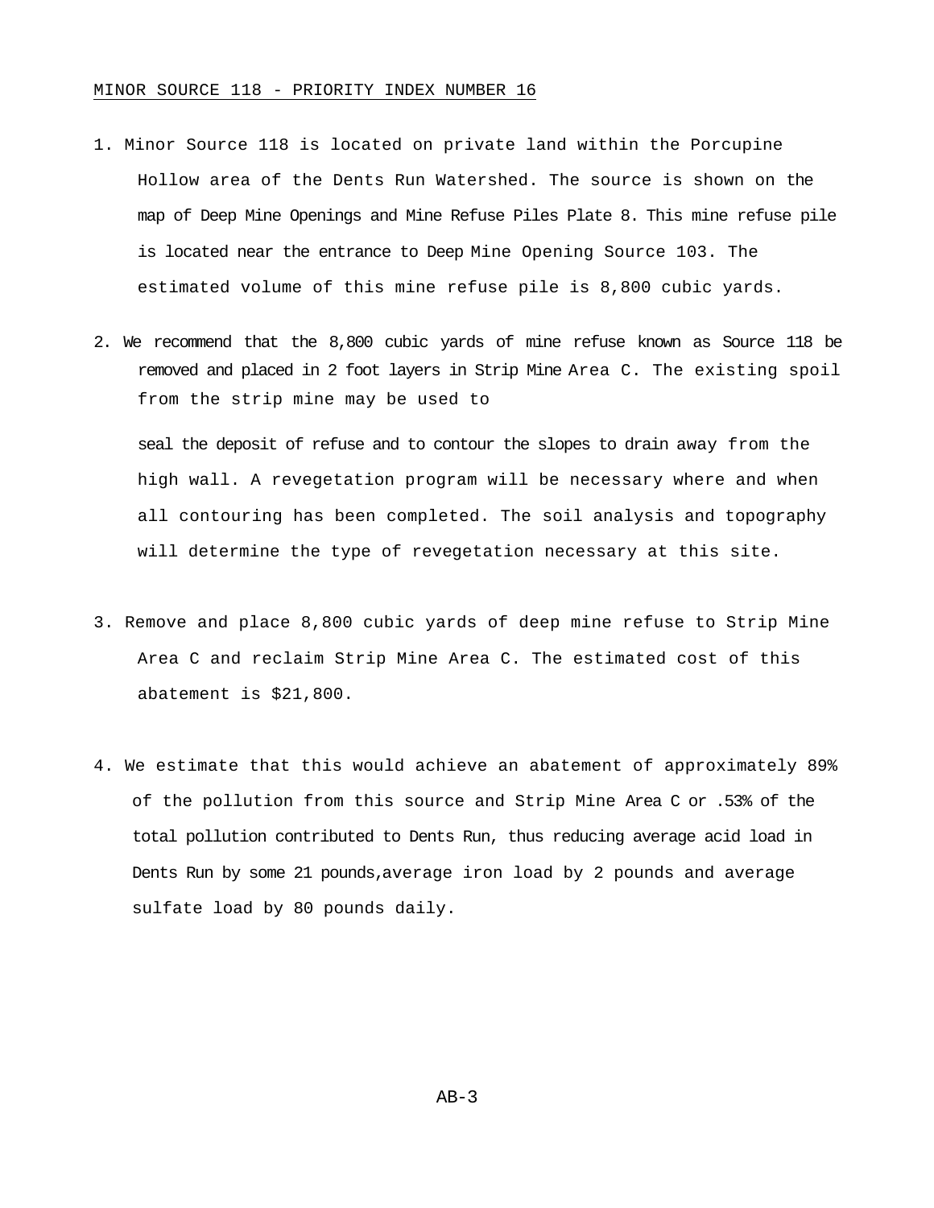MINOR SOURCE 118 - PRIORITY INDEX NUMBER 16

1. Minor Source 118 is located on private land within the Porcupine Hollow area of the Dents Run Watershed. The source is shown on the map of Deep Mine Openings and Mine Refuse Piles Plate 8. This mine refuse pile is located near the entrance to Deep Mine Opening Source 103. The estimated volume of this mine refuse pile is 8,800 cubic yards.

2. We recommend that the 8,800 cubic yards of mine refuse known as Source 118 be removed and placed in 2 foot layers in Strip Mine Area C. The existing spoil from the strip mine may be used to seal the deposit of refuse and to contour the slopes to drain away from the high wall. A revegetation program will be necessary where and when all contouring has been completed. The soil analysis and topography will determine the type of revegetation necessary at this site.

3. Remove and place 8,800 cubic yards of deep mine refuse to Strip Mine Area C and reclaim Strip Mine Area C. The estimated cost of this abatement is $21,800.

4. We estimate that this would achieve an abatement of approximately 89% of the pollution from this source and Strip Mine Area C or .53% of the total pollution contributed to Dents Run, thus reducing average acid load in Dents Run by some 21 pounds,average iron load by 2 pounds and average sulfate load by 80 pounds daily.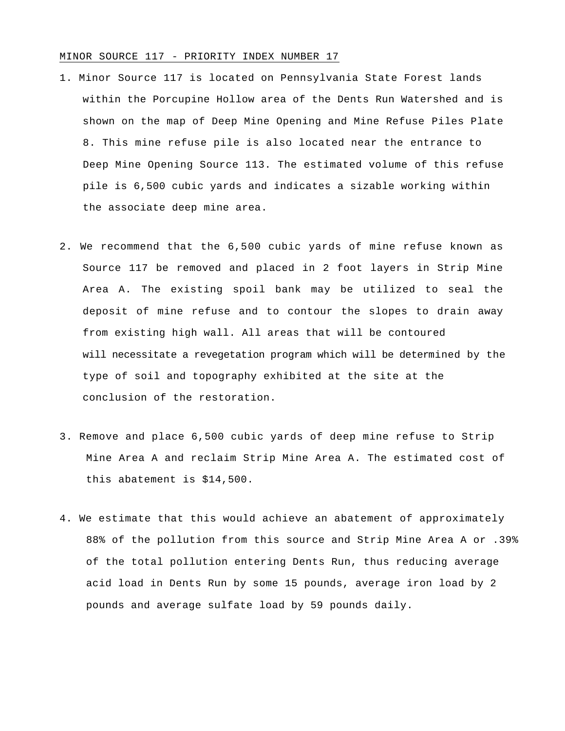MINOR SOURCE 117 - PRIORITY INDEX NUMBER 17

1. Minor Source 117 is located on Pennsylvania State Forest lands within the Porcupine Hollow area of the Dents Run Watershed and is shown on the map of Deep Mine Opening and Mine Refuse Piles Plate 8. This mine refuse pile is also located near the entrance to Deep Mine Opening Source 113. The estimated volume of this refuse pile is 6,500 cubic yards and indicates a sizable working within the associate deep mine area.

2. We recommend that the 6,500 cubic yards of mine refuse known as Source 117 be removed and placed in 2 foot layers in Strip Mine Area A. The existing spoil bank may be utilized to seal the deposit of mine refuse and to contour the slopes to drain away from existing high wall. All areas that will be contoured will necessitate a revegetation program which will be determined by the type of soil and topography exhibited at the site at the conclusion of the restoration.

3. Remove and place 6,500 cubic yards of deep mine refuse to Strip Mine Area A and reclaim Strip Mine Area A. The estimated cost of this abatement is $14,500.

4. We estimate that this would achieve an abatement of approximately 88% of the pollution from this source and Strip Mine Area A or .39% of the total pollution entering Dents Run, thus reducing average acid load in Dents Run by some 15 pounds, average iron load by 2 pounds and average sulfate load by 59 pounds daily.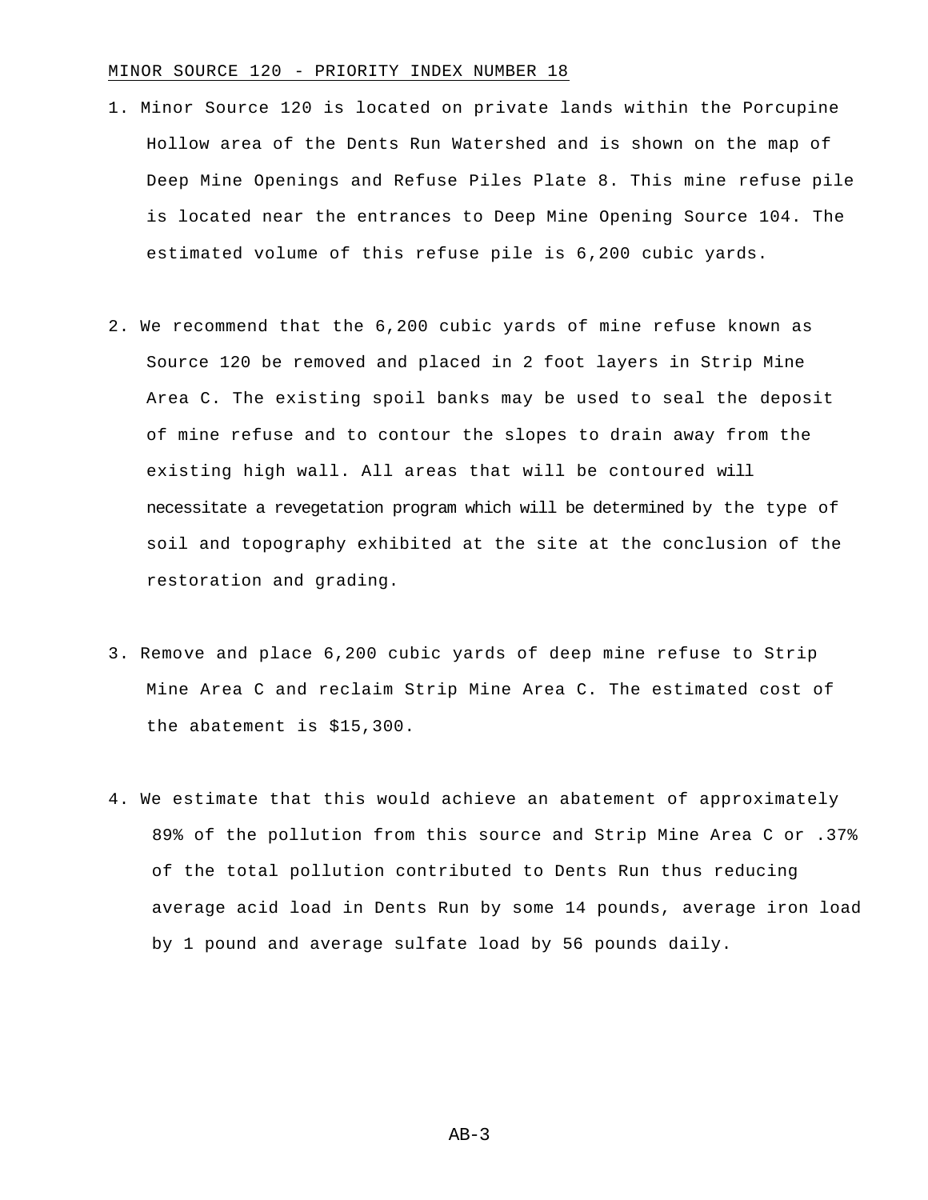## MINOR SOURCE 120 - PRIORITY INDEX NUMBER 18

1. Minor Source 120 is located on private lands within the Porcupine Hollow area of the Dents Run Watershed and is shown on the map of Deep Mine Openings and Refuse Piles Plate 8. This mine refuse pile is located near the entrances to Deep Mine Opening Source 104. The estimated volume of this refuse pile is 6,200 cubic yards.

2. We recommend that the 6,200 cubic yards of mine refuse known as Source 120 be removed and placed in 2 foot layers in Strip Mine Area C. The existing spoil banks may be used to seal the deposit of mine refuse and to contour the slopes to drain away from the existing high wall. All areas that will be contoured will necessitate a revegetation program which will be determined by the type of soil and topography exhibited at the site at the conclusion of the restoration and grading.

3. Remove and place 6,200 cubic yards of deep mine refuse to Strip Mine Area C and reclaim Strip Mine Area C. The estimated cost of the abatement is $15,300.

4. We estimate that this would achieve an abatement of approximately 89% of the pollution from this source and Strip Mine Area C or .37% of the total pollution contributed to Dents Run thus reducing average acid load in Dents Run by some 14 pounds, average iron load by 1 pound and average sulfate load by 56 pounds daily.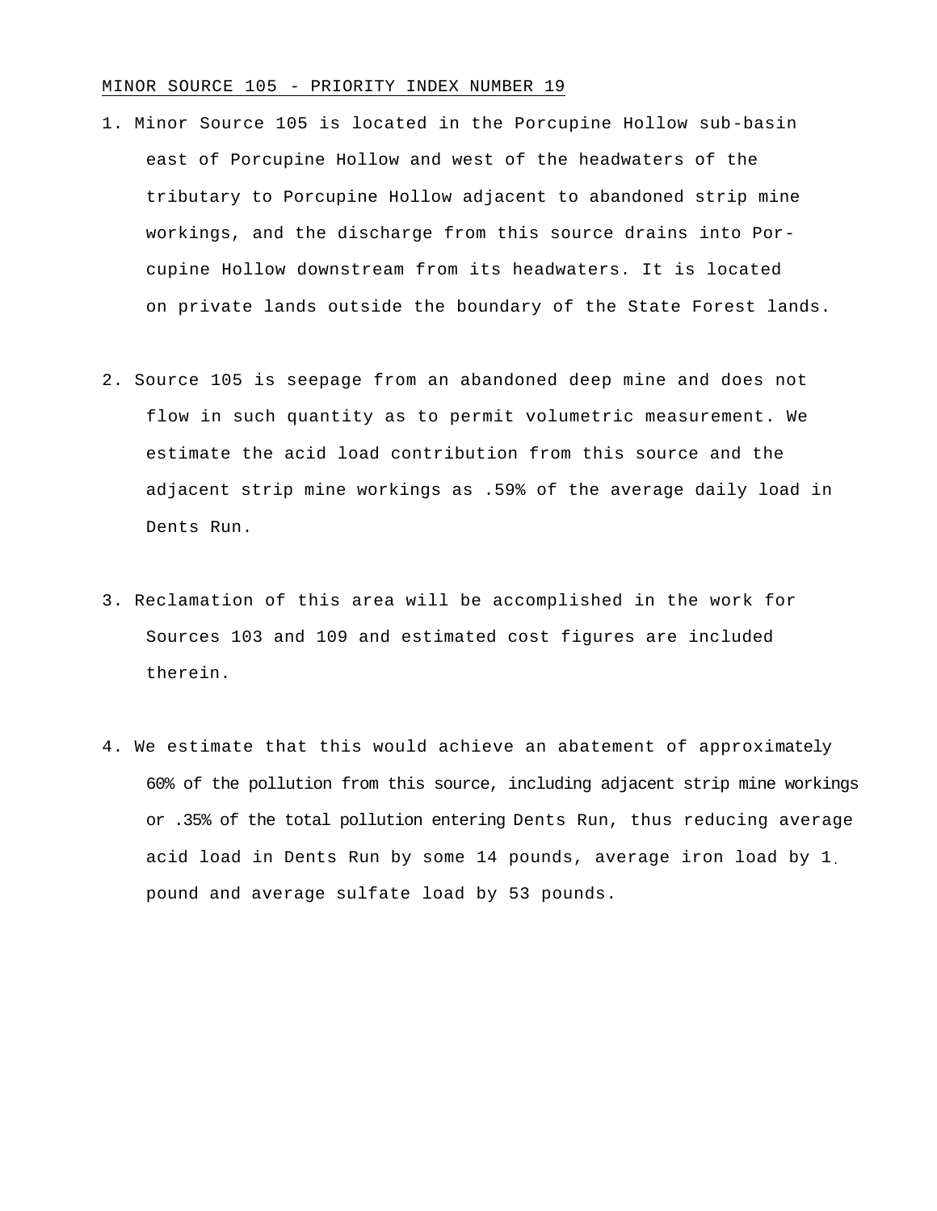## MINOR SOURCE 105 - PRIORITY INDEX NUMBER 19

1. Minor Source 105 is located in the Porcupine Hollow sub-basin east of Porcupine Hollow and west of the headwaters of the tributary to Porcupine Hollow adjacent to abandoned strip mine workings, and the discharge from this source drains into Porcupine Hollow downstream from its headwaters. It is located on private lands outside the boundary of the State Forest lands.

2. Source 105 is seepage from an abandoned deep mine and does not flow in such quantity as to permit volumetric measurement. We estimate the acid load contribution from this source and the adjacent strip mine workings as .59% of the average daily load in Dents Run.

3. Reclamation of this area will be accomplished in the work for Sources 103 and 109 and estimated cost figures are included therein.

4. We estimate that this would achieve an abatement of approximately 60% of the pollution from this source, including adjacent strip mine workings or .35% of the total pollution entering Dents Run, thus reducing average acid load in Dents Run by some 14 pounds, average iron load by 1 pound and average sulfate load by 53 pounds.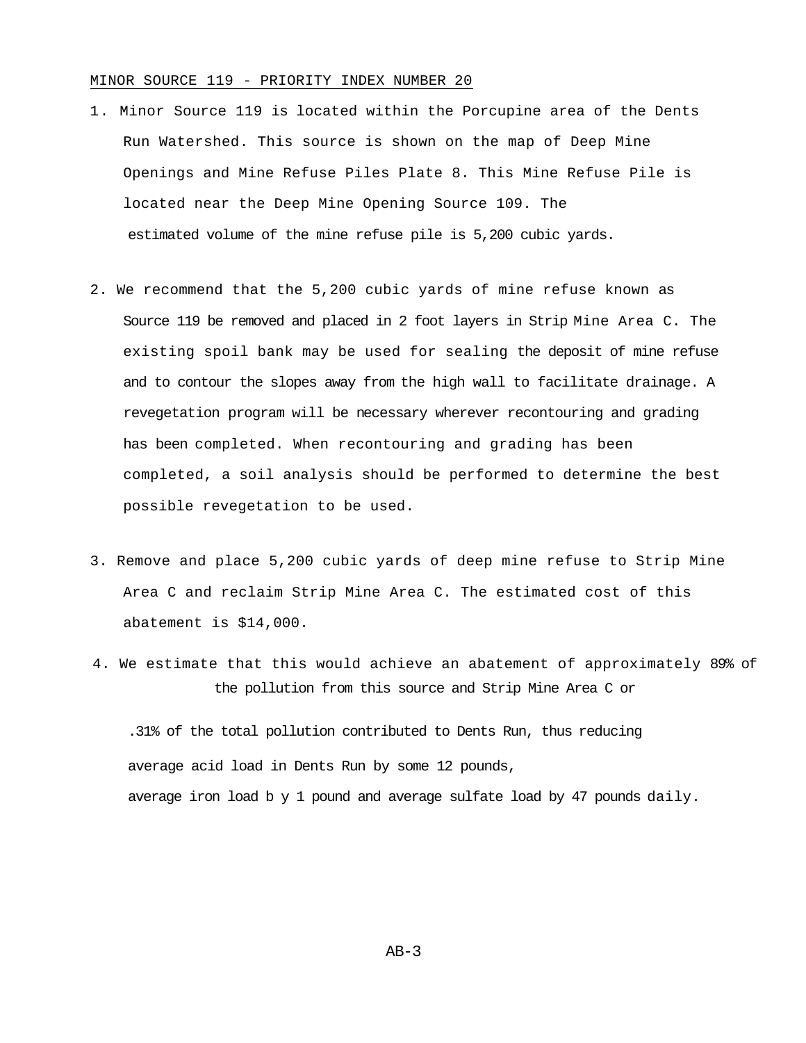MINOR SOURCE 119 - PRIORITY INDEX NUMBER 20

1. Minor Source 119 is located within the Porcupine area of the Dents Run Watershed. This source is shown on the map of Deep Mine Openings and Mine Refuse Piles Plate 8. This Mine Refuse Pile is located near the Deep Mine Opening Source 109. The estimated volume of the mine refuse pile is 5,200 cubic yards.

2. We recommend that the 5,200 cubic yards of mine refuse known as Source 119 be removed and placed in 2 foot layers in Strip Mine Area C. The existing spoil bank may be used for sealing the deposit of mine refuse and to contour the slopes away from the high wall to facilitate drainage. A revegetation program will be necessary wherever recontouring and grading has been completed. When recontouring and grading has been completed, a soil analysis should be performed to determine the best possible revegetation to be used.

3. Remove and place 5,200 cubic yards of deep mine refuse to Strip Mine Area C and reclaim Strip Mine Area C. The estimated cost of this abatement is $14,000.

4. We estimate that this would achieve an abatement of approximately 89% of the pollution from this source and Strip Mine Area C or .31% of the total pollution contributed to Dents Run, thus reducing average acid load in Dents Run by some 12 pounds, average iron load b y 1 pound and average sulfate load by 47 pounds daily.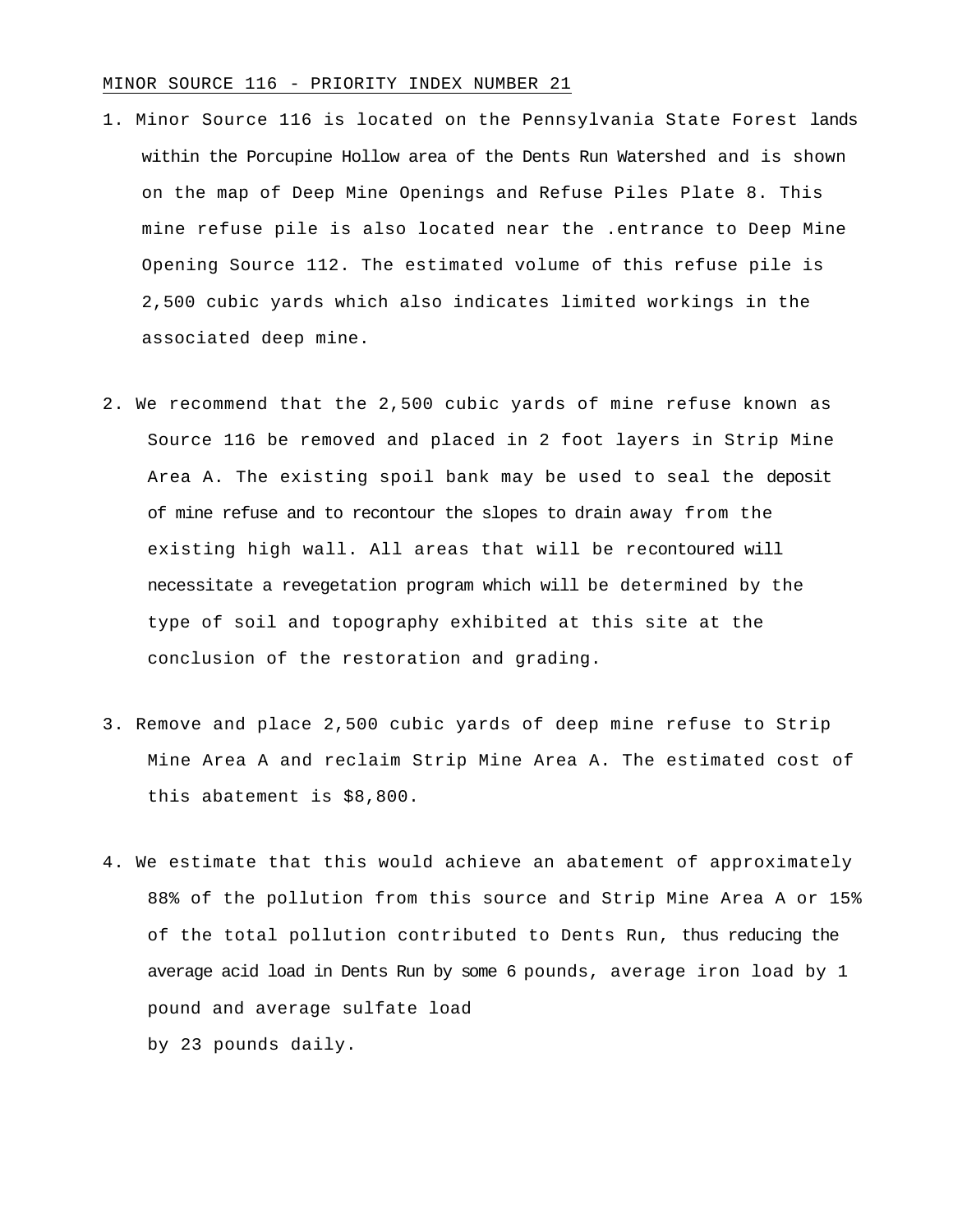MINOR SOURCE 116 - PRIORITY INDEX NUMBER 21

1. Minor Source 116 is located on the Pennsylvania State Forest lands within the Porcupine Hollow area of the Dents Run Watershed and is shown on the map of Deep Mine Openings and Refuse Piles Plate 8. This mine refuse pile is also located near the .entrance to Deep Mine Opening Source 112. The estimated volume of this refuse pile is 2,500 cubic yards which also indicates limited workings in the associated deep mine.

2. We recommend that the 2,500 cubic yards of mine refuse known as Source 116 be removed and placed in 2 foot layers in Strip Mine Area A. The existing spoil bank may be used to seal the deposit of mine refuse and to recontour the slopes to drain away from the existing high wall. All areas that will be recontoured will necessitate a revegetation program which will be determined by the type of soil and topography exhibited at this site at the conclusion of the restoration and grading.

3. Remove and place 2,500 cubic yards of deep mine refuse to Strip Mine Area A and reclaim Strip Mine Area A. The estimated cost of this abatement is $8,800.

4. We estimate that this would achieve an abatement of approximately 88% of the pollution from this source and Strip Mine Area A or 15% of the total pollution contributed to Dents Run, thus reducing the average acid load in Dents Run by some 6 pounds, average iron load by 1 pound and average sulfate load by 23 pounds daily.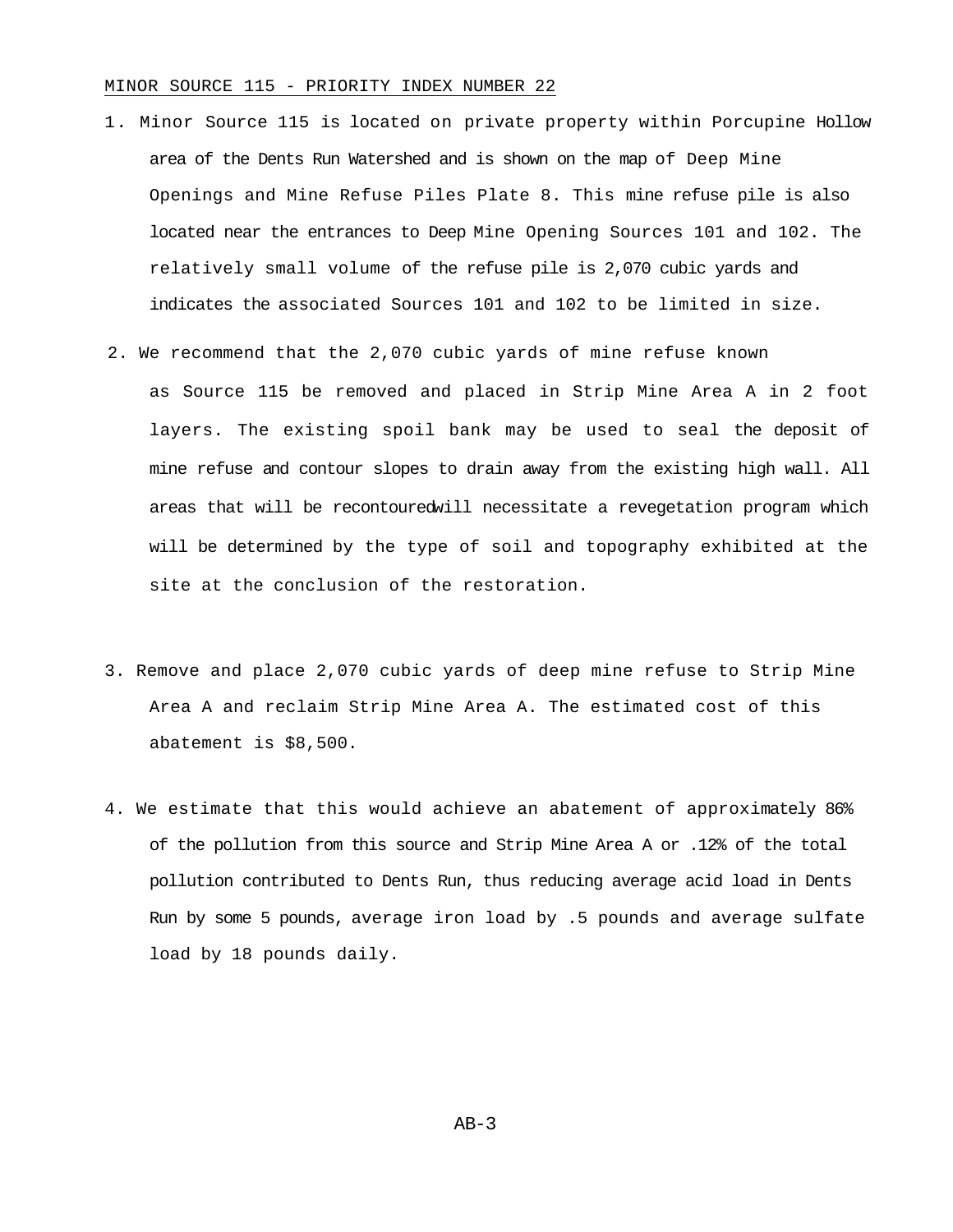MINOR SOURCE 115 - PRIORITY INDEX NUMBER 22

1. Minor Source 115 is located on private property within Porcupine Hollow area of the Dents Run Watershed and is shown on the map of Deep Mine Openings and Mine Refuse Piles Plate 8. This mine refuse pile is also located near the entrances to Deep Mine Opening Sources 101 and 102. The relatively small volume of the refuse pile is 2,070 cubic yards and indicates the associated Sources 101 and 102 to be limited in size.

2. We recommend that the 2,070 cubic yards of mine refuse known as Source 115 be removed and placed in Strip Mine Area A in 2 foot layers. The existing spoil bank may be used to seal the deposit of mine refuse and contour slopes to drain away from the existing high wall. All areas that will be recontoured will necessitate a revegetation program which will be determined by the type of soil and topography exhibited at the site at the conclusion of the restoration.

3. Remove and place 2,070 cubic yards of deep mine refuse to Strip Mine Area A and reclaim Strip Mine Area A. The estimated cost of this abatement is $8,500.

4. We estimate that this would achieve an abatement of approximately 86% of the pollution from this source and Strip Mine Area A or .12% of the total pollution contributed to Dents Run, thus reducing average acid load in Dents Run by some 5 pounds, average iron load by .5 pounds and average sulfate load by 18 pounds daily.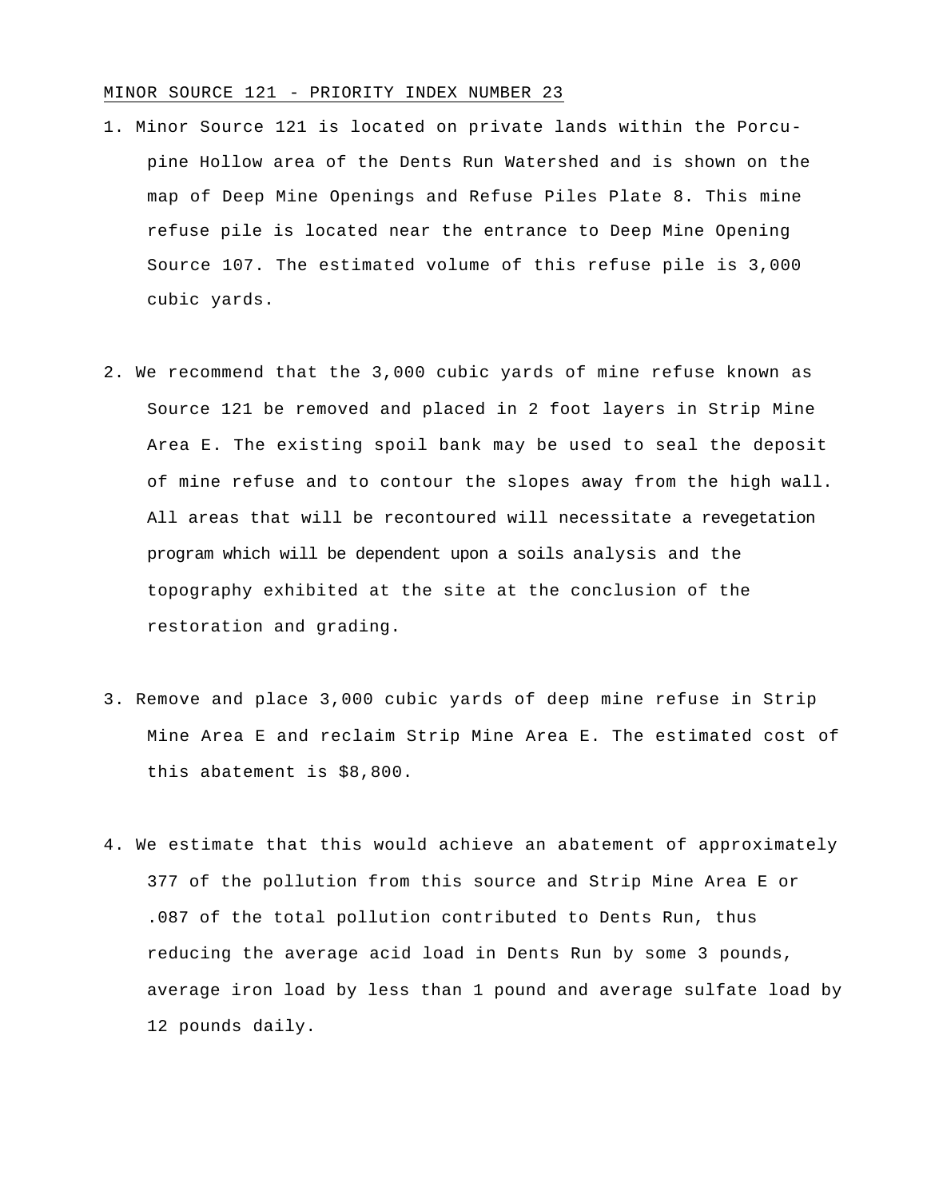MINOR SOURCE 121 - PRIORITY INDEX NUMBER 23

1. Minor Source 121 is located on private lands within the Porcupine Hollow area of the Dents Run Watershed and is shown on the map of Deep Mine Openings and Refuse Piles Plate 8. This mine refuse pile is located near the entrance to Deep Mine Opening Source 107. The estimated volume of this refuse pile is 3,000 cubic yards.

2. We recommend that the 3,000 cubic yards of mine refuse known as Source 121 be removed and placed in 2 foot layers in Strip Mine Area E. The existing spoil bank may be used to seal the deposit of mine refuse and to contour the slopes away from the high wall. All areas that will be recontoured will necessitate a revegetation program which will be dependent upon a soils analysis and the topography exhibited at the site at the conclusion of the restoration and grading.

3. Remove and place 3,000 cubic yards of deep mine refuse in Strip Mine Area E and reclaim Strip Mine Area E. The estimated cost of this abatement is $8,800.

4. We estimate that this would achieve an abatement of approximately 377 of the pollution from this source and Strip Mine Area E or .087 of the total pollution contributed to Dents Run, thus reducing the average acid load in Dents Run by some 3 pounds, average iron load by less than 1 pound and average sulfate load by 12 pounds daily.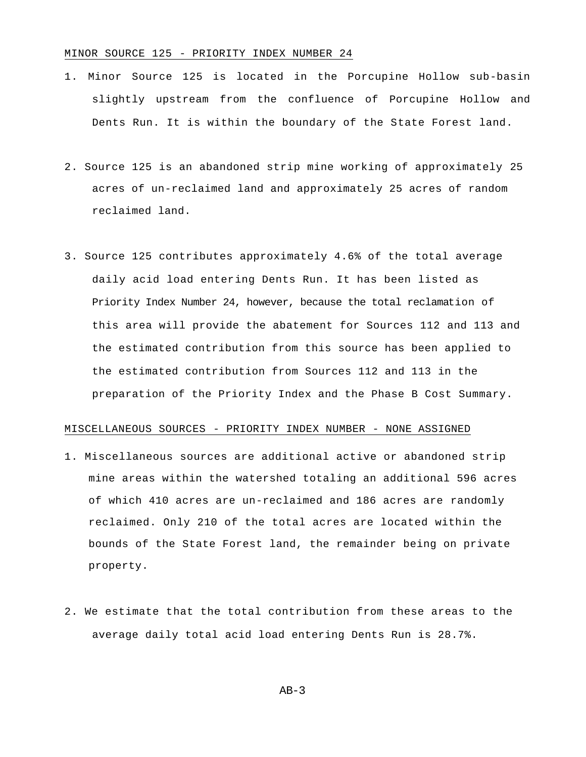MINOR SOURCE 125 - PRIORITY INDEX NUMBER 24

1. Minor Source 125 is located in the Porcupine Hollow sub-basin slightly upstream from the confluence of Porcupine Hollow and Dents Run. It is within the boundary of the State Forest land.

2. Source 125 is an abandoned strip mine working of approximately 25 acres of un-reclaimed land and approximately 25 acres of random reclaimed land.

3. Source 125 contributes approximately 4.6% of the total average daily acid load entering Dents Run. It has been listed as Priority Index Number 24, however, because the total reclamation of this area will provide the abatement for Sources 112 and 113 and the estimated contribution from this source has been applied to the estimated contribution from Sources 112 and 113 in the preparation of the Priority Index and the Phase B Cost Summary.

MISCELLANEOUS SOURCES - PRIORITY INDEX NUMBER - NONE ASSIGNED

1. Miscellaneous sources are additional active or abandoned strip mine areas within the watershed totaling an additional 596 acres of which 410 acres are un-reclaimed and 186 acres are randomly reclaimed. Only 210 of the total acres are located within the bounds of the State Forest land, the remainder being on private property.

2. We estimate that the total contribution from these areas to the average daily total acid load entering Dents Run is 28.7%.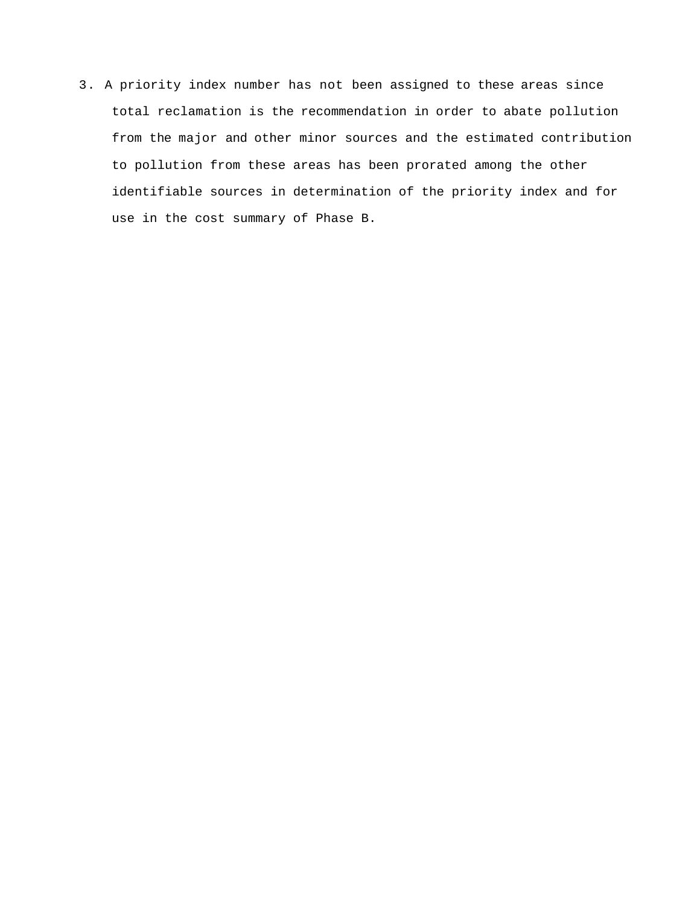3. A priority index number has not been assigned to these areas since total reclamation is the recommendation in order to abate pollution from the major and other minor sources and the estimated contribution to pollution from these areas has been prorated among the other identifiable sources in determination of the priority index and for use in the cost summary of Phase B.